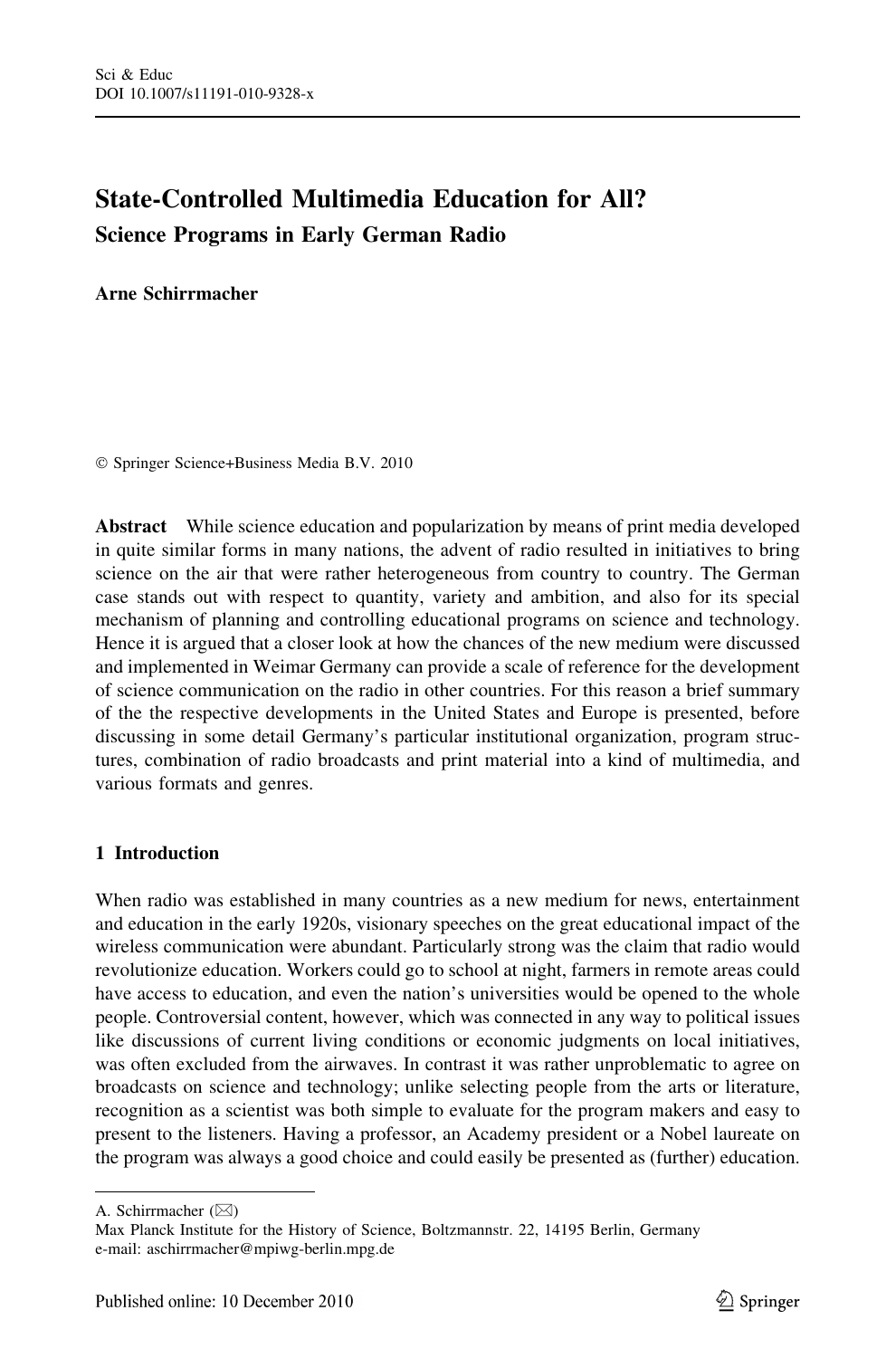# State-Controlled Multimedia Education for All?

## Science Programs in Early German Radio

**Arne Schirrmacher**

© Springer Science+Business Media B.V. 2010

**Abstract** While science education and popularization by means of print media developed in quite similar forms in many nations, the advent of radio resulted in initiatives to bring science on the air that were rather heterogeneous from country to country. The German case stands out with respect to quantity, variety and ambition, and also for its special mechanism of planning and controlling educational programs on science and technology. Hence it is argued that a closer look at how the chances of the new medium were discussed and implemented in Weimar Germany can provide a scale of reference for the development of science communication on the radio in other countries. For this reason a brief summary of the the respective developments in the United States and Europe is presented, before discussing in some detail Germany's particular institutional organization, program structures, combination of radio broadcasts and print material into a kind of multimedia, and various formats and genres.

## 1 Introduction

When radio was established in many countries as a new medium for news, entertainment and education in the early 1920s, visionary speeches on the great educational impact of the wireless communication were abundant. Particularly strong was the claim that radio would revolutionize education. Workers could go to school at night, farmers in remote areas could have access to education, and even the nation's universities would be opened to the whole people. Controversial content, however, which was connected in any way to political issues like discussions of current living conditions or economic judgments on local initiatives, was often excluded from the airwaves. In contrast it was rather unproblematic to agree on broadcasts on science and technology; unlike selecting people from the arts or literature, recognition as a scientist was both simple to evaluate for the program makers and easy to present to the listeners. Having a professor, an Academy president or a Nobel laureate on the program was always a good choice and could easily be presented as (further) education.

A. Schirrmacher (✉)
Max Planck Institute for the History of Science, Boltzmannstr. 22, 14195 Berlin, Germany
e-mail: aschirrmacher@mpiwg-berlin.mpg.de

Published online: 10 December 2010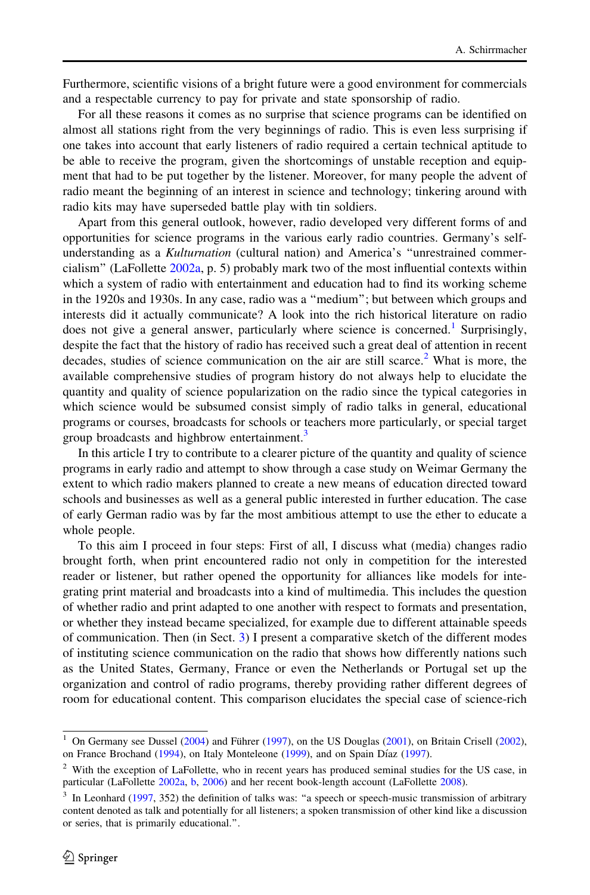Furthermore, scientific visions of a bright future were a good environment for commercials and a respectable currency to pay for private and state sponsorship of radio.

For all these reasons it comes as no surprise that science programs can be identified on almost all stations right from the very beginnings of radio. This is even less surprising if one takes into account that early listeners of radio required a certain technical aptitude to be able to receive the program, given the shortcomings of unstable reception and equipment that had to be put together by the listener. Moreover, for many people the advent of radio meant the beginning of an interest in science and technology; tinkering around with radio kits may have superseded battle play with tin soldiers.

Apart from this general outlook, however, radio developed very different forms of and opportunities for science programs in the various early radio countries. Germany's self-understanding as a *Kulturnation* (cultural nation) and America's "unrestrained commercialism" (LaFollette 2002a, p. 5) probably mark two of the most influential contexts within which a system of radio with entertainment and education had to find its working scheme in the 1920s and 1930s. In any case, radio was a "medium"; but between which groups and interests did it actually communicate? A look into the rich historical literature on radio does not give a general answer, particularly where science is concerned.[1] Surprisingly, despite the fact that the history of radio has received such a great deal of attention in recent decades, studies of science communication on the air are still scarce.[2] What is more, the available comprehensive studies of program history do not always help to elucidate the quantity and quality of science popularization on the radio since the typical categories in which science would be subsumed consist simply of radio talks in general, educational programs or courses, broadcasts for schools or teachers more particularly, or special target group broadcasts and highbrow entertainment.[3]

In this article I try to contribute to a clearer picture of the quantity and quality of science programs in early radio and attempt to show through a case study on Weimar Germany the extent to which radio makers planned to create a new means of education directed toward schools and businesses as well as a general public interested in further education. The case of early German radio was by far the most ambitious attempt to use the ether to educate a whole people.

To this aim I proceed in four steps: First of all, I discuss what (media) changes radio brought forth, when print encountered radio not only in competition for the interested reader or listener, but rather opened the opportunity for alliances like models for integrating print material and broadcasts into a kind of multimedia. This includes the question of whether radio and print adapted to one another with respect to formats and presentation, or whether they instead became specialized, for example due to different attainable speeds of communication. Then (in Sect. 3) I present a comparative sketch of the different modes of instituting science communication on the radio that shows how differently nations such as the United States, Germany, France or even the Netherlands or Portugal set up the organization and control of radio programs, thereby providing rather different degrees of room for educational content. This comparison elucidates the special case of science-rich

---

[1] On Germany see Dussel (2004) and Führer (1997), on the US Douglas (2001), on Britain Crisell (2002), on France Brochand (1994), on Italy Monteleone (1999), and on Spain Díaz (1997).

[2] With the exception of LaFollette, who in recent years has produced seminal studies for the US case, in particular (LaFollette 2002a, b, 2006) and her recent book-length account (LaFollette 2008).

[3] In Leonhard (1997, 352) the definition of talks was: "a speech or speech-music transmission of arbitrary content denoted as talk and potentially for all listeners; a spoken transmission of other kind like a discussion or series, that is primarily educational.".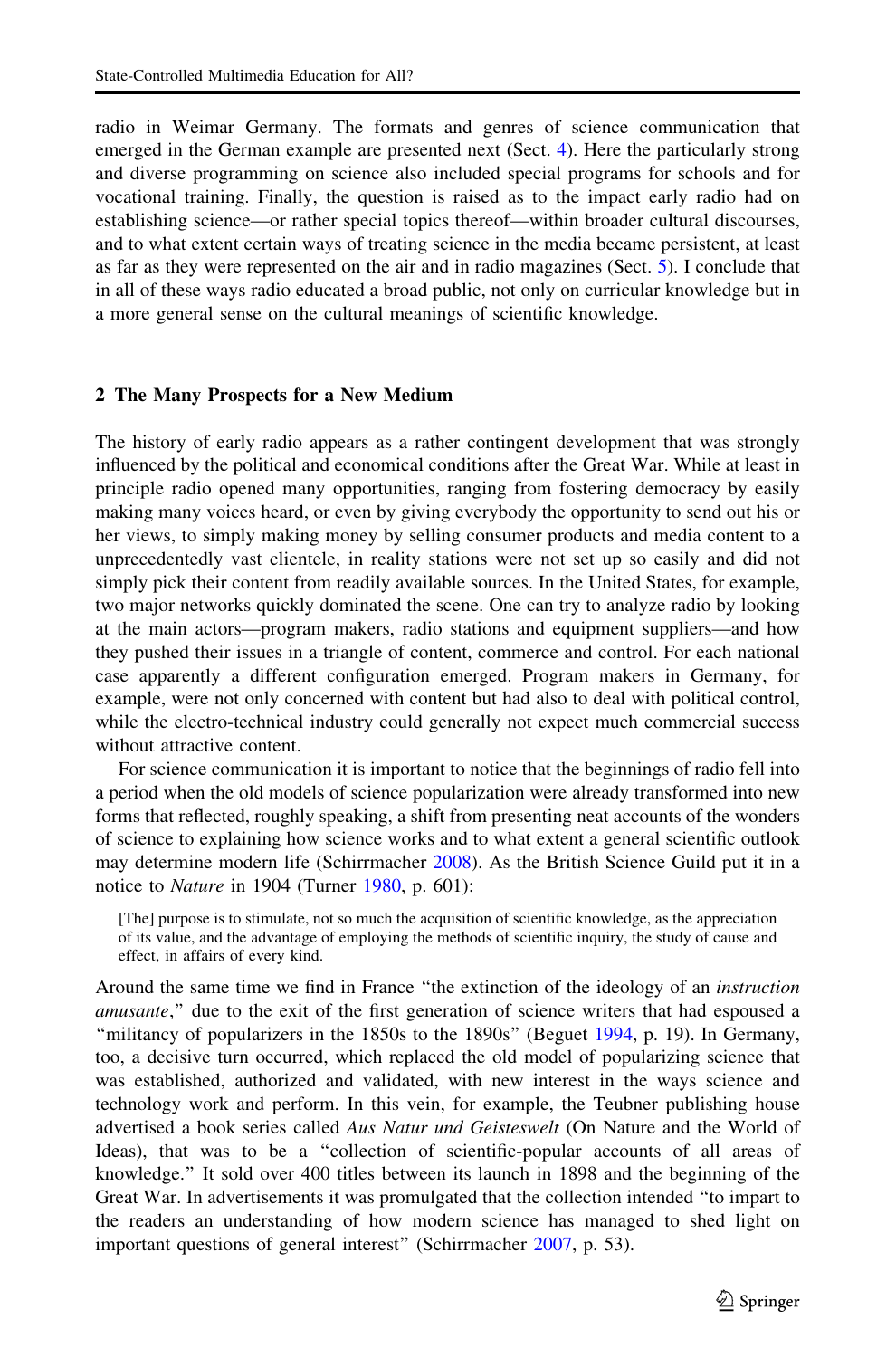radio in Weimar Germany. The formats and genres of science communication that emerged in the German example are presented next (Sect. 4). Here the particularly strong and diverse programming on science also included special programs for schools and for vocational training. Finally, the question is raised as to the impact early radio had on establishing science—or rather special topics thereof—within broader cultural discourses, and to what extent certain ways of treating science in the media became persistent, at least as far as they were represented on the air and in radio magazines (Sect. 5). I conclude that in all of these ways radio educated a broad public, not only on curricular knowledge but in a more general sense on the cultural meanings of scientific knowledge.

## 2 The Many Prospects for a New Medium

The history of early radio appears as a rather contingent development that was strongly influenced by the political and economical conditions after the Great War. While at least in principle radio opened many opportunities, ranging from fostering democracy by easily making many voices heard, or even by giving everybody the opportunity to send out his or her views, to simply making money by selling consumer products and media content to a unprecedentedly vast clientele, in reality stations were not set up so easily and did not simply pick their content from readily available sources. In the United States, for example, two major networks quickly dominated the scene. One can try to analyze radio by looking at the main actors—program makers, radio stations and equipment suppliers—and how they pushed their issues in a triangle of content, commerce and control. For each national case apparently a different configuration emerged. Program makers in Germany, for example, were not only concerned with content but had also to deal with political control, while the electro-technical industry could generally not expect much commercial success without attractive content.

For science communication it is important to notice that the beginnings of radio fell into a period when the old models of science popularization were already transformed into new forms that reflected, roughly speaking, a shift from presenting neat accounts of the wonders of science to explaining how science works and to what extent a general scientific outlook may determine modern life (Schirrmacher 2008). As the British Science Guild put it in a notice to *Nature* in 1904 (Turner 1980, p. 601):

> [The] purpose is to stimulate, not so much the acquisition of scientific knowledge, as the appreciation of its value, and the advantage of employing the methods of scientific inquiry, the study of cause and effect, in affairs of every kind.

Around the same time we find in France "the extinction of the ideology of an *instruction amusante*," due to the exit of the first generation of science writers that had espoused a "militancy of popularizers in the 1850s to the 1890s" (Beguet 1994, p. 19). In Germany, too, a decisive turn occurred, which replaced the old model of popularizing science that was established, authorized and validated, with new interest in the ways science and technology work and perform. In this vein, for example, the Teubner publishing house advertised a book series called *Aus Natur und Geisteswelt* (On Nature and the World of Ideas), that was to be a "collection of scientific-popular accounts of all areas of knowledge." It sold over 400 titles between its launch in 1898 and the beginning of the Great War. In advertisements it was promulgated that the collection intended "to impart to the readers an understanding of how modern science has managed to shed light on important questions of general interest" (Schirrmacher 2007, p. 53).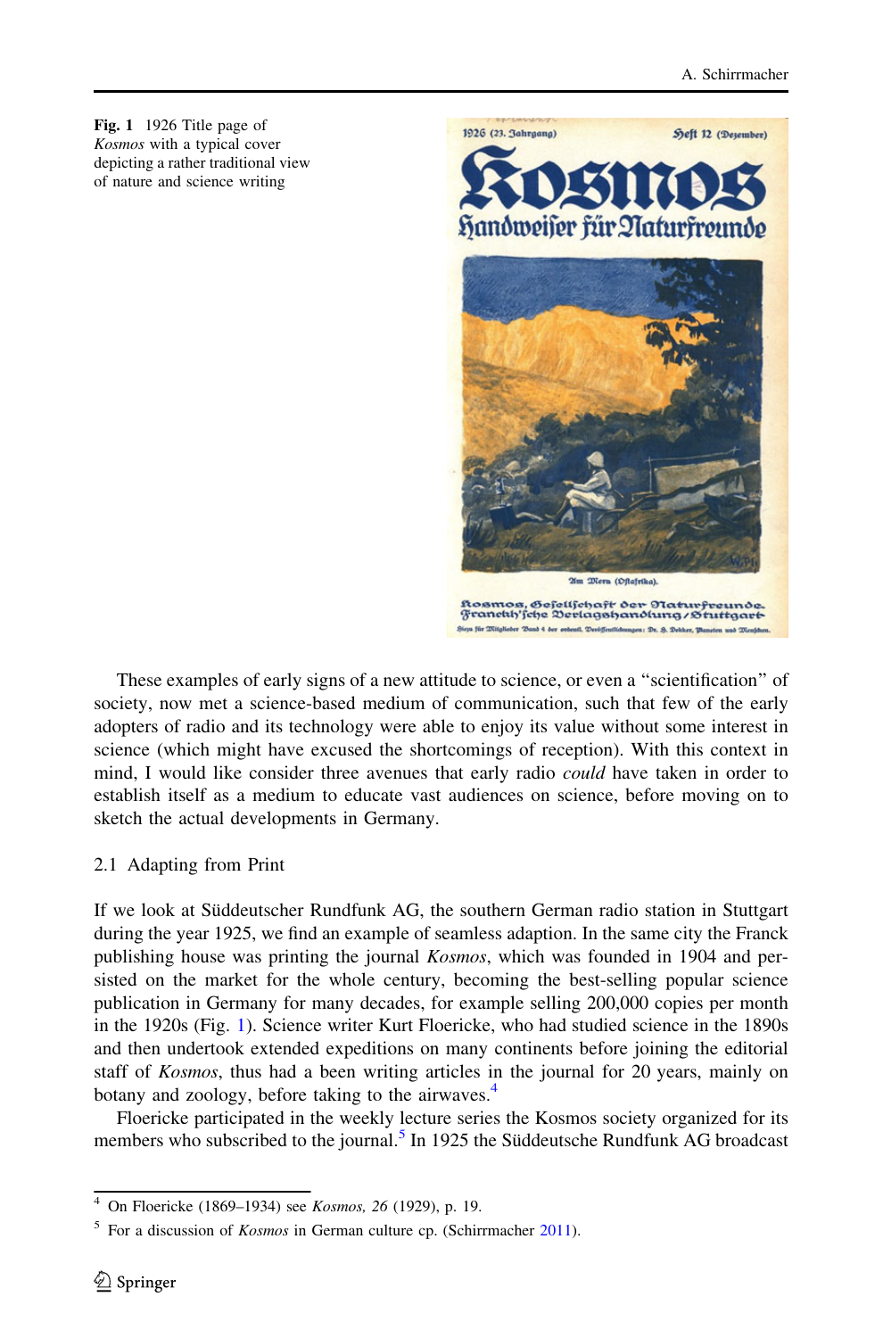**Fig. 1** 1926 Title page of *Kosmos* with a typical cover depicting a rather traditional view of nature and science writing

These examples of early signs of a new attitude to science, or even a "scientification" of society, now met a science-based medium of communication, such that few of the early adopters of radio and its technology were able to enjoy its value without some interest in science (which might have excused the shortcomings of reception). With this context in mind, I would like consider three avenues that early radio *could* have taken in order to establish itself as a medium to educate vast audiences on science, before moving on to sketch the actual developments in Germany.

### 2.1 Adapting from Print

If we look at Süddeutscher Rundfunk AG, the southern German radio station in Stuttgart during the year 1925, we find an example of seamless adaption. In the same city the Franck publishing house was printing the journal *Kosmos*, which was founded in 1904 and persisted on the market for the whole century, becoming the best-selling popular science publication in Germany for many decades, for example selling 200,000 copies per month in the 1920s (Fig. 1). Science writer Kurt Floericke, who had studied science in the 1890s and then undertook extended expeditions on many continents before joining the editorial staff of *Kosmos*, thus had a been writing articles in the journal for 20 years, mainly on botany and zoology, before taking to the airwaves.[4]

Floericke participated in the weekly lecture series the Kosmos society organized for its members who subscribed to the journal.[5] In 1925 the Süddeutsche Rundfunk AG broadcast

[4] On Floericke (1869–1934) see *Kosmos, 26* (1929), p. 19.

[5] For a discussion of *Kosmos* in German culture cp. (Schirrmacher 2011).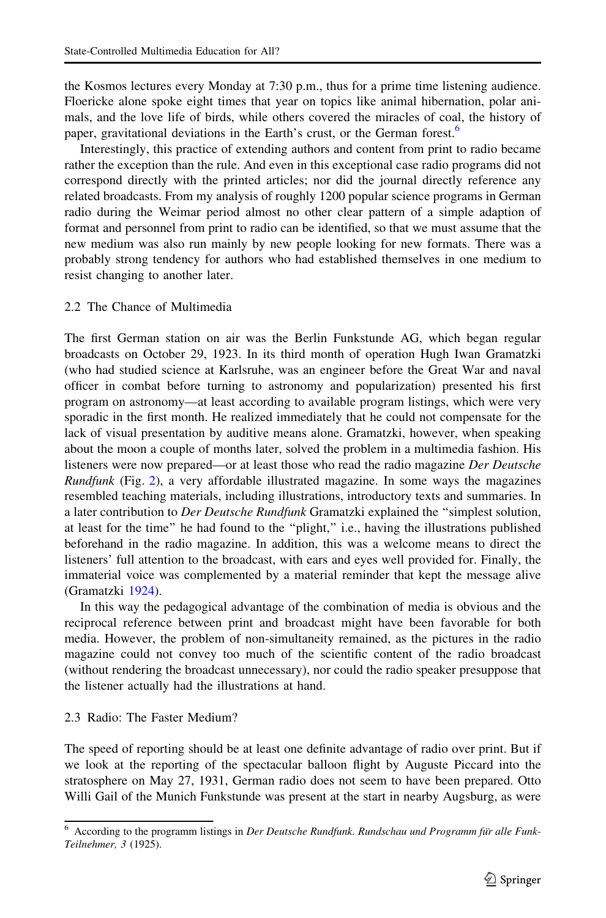the Kosmos lectures every Monday at 7:30 p.m., thus for a prime time listening audience. Floericke alone spoke eight times that year on topics like animal hibernation, polar animals, and the love life of birds, while others covered the miracles of coal, the history of paper, gravitational deviations in the Earth's crust, or the German forest.[6]

Interestingly, this practice of extending authors and content from print to radio became rather the exception than the rule. And even in this exceptional case radio programs did not correspond directly with the printed articles; nor did the journal directly reference any related broadcasts. From my analysis of roughly 1200 popular science programs in German radio during the Weimar period almost no other clear pattern of a simple adaption of format and personnel from print to radio can be identified, so that we must assume that the new medium was also run mainly by new people looking for new formats. There was a probably strong tendency for authors who had established themselves in one medium to resist changing to another later.

## 2.2 The Chance of Multimedia

The first German station on air was the Berlin Funkstunde AG, which began regular broadcasts on October 29, 1923. In its third month of operation Hugh Iwan Gramatzki (who had studied science at Karlsruhe, was an engineer before the Great War and naval officer in combat before turning to astronomy and popularization) presented his first program on astronomy—at least according to available program listings, which were very sporadic in the first month. He realized immediately that he could not compensate for the lack of visual presentation by auditive means alone. Gramatzki, however, when speaking about the moon a couple of months later, solved the problem in a multimedia fashion. His listeners were now prepared—or at least those who read the radio magazine *Der Deutsche Rundfunk* (Fig. 2), a very affordable illustrated magazine. In some ways the magazines resembled teaching materials, including illustrations, introductory texts and summaries. In a later contribution to *Der Deutsche Rundfunk* Gramatzki explained the "simplest solution, at least for the time" he had found to the "plight," i.e., having the illustrations published beforehand in the radio magazine. In addition, this was a welcome means to direct the listeners' full attention to the broadcast, with ears and eyes well provided for. Finally, the immaterial voice was complemented by a material reminder that kept the message alive (Gramatzki 1924).

In this way the pedagogical advantage of the combination of media is obvious and the reciprocal reference between print and broadcast might have been favorable for both media. However, the problem of non-simultaneity remained, as the pictures in the radio magazine could not convey too much of the scientific content of the radio broadcast (without rendering the broadcast unnecessary), nor could the radio speaker presuppose that the listener actually had the illustrations at hand.

## 2.3 Radio: The Faster Medium?

The speed of reporting should be at least one definite advantage of radio over print. But if we look at the reporting of the spectacular balloon flight by Auguste Piccard into the stratosphere on May 27, 1931, German radio does not seem to have been prepared. Otto Willi Gail of the Munich Funkstunde was present at the start in nearby Augsburg, as were

---

[6] According to the programm listings in *Der Deutsche Rundfunk. Rundschau und Programm für alle Funk-Teilnehmer, 3* (1925).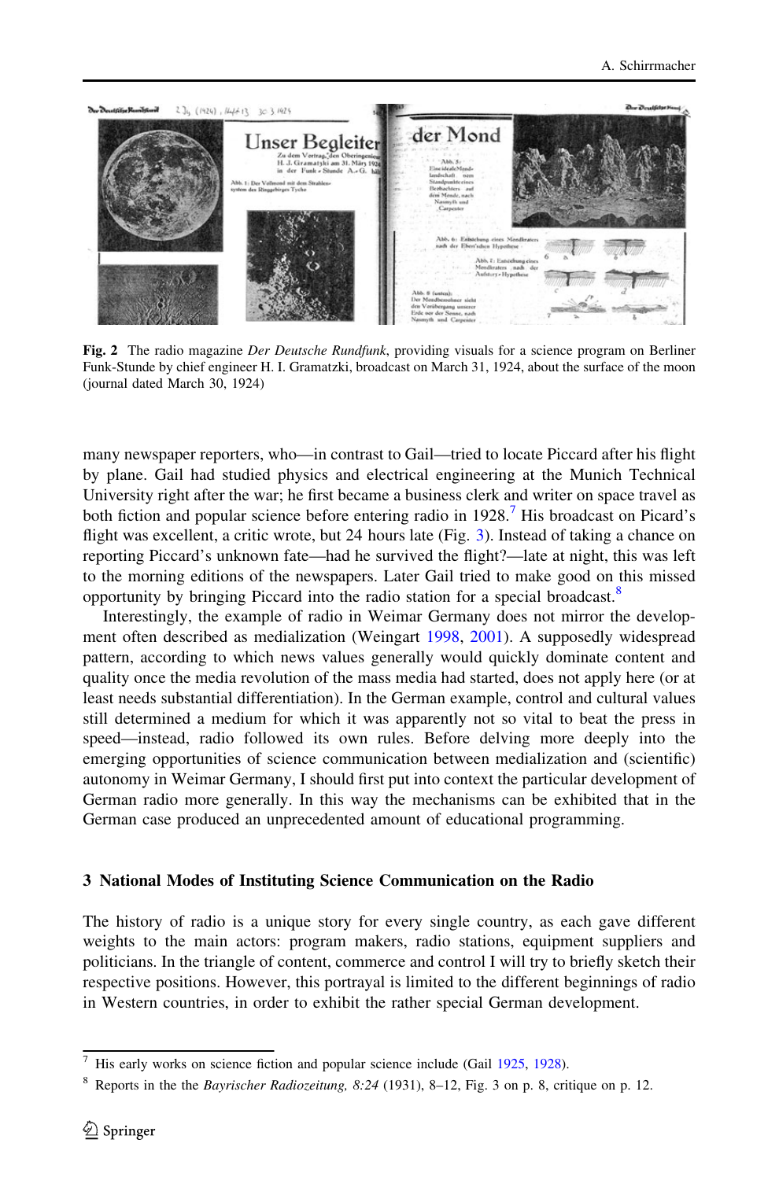**Fig. 2** The radio magazine *Der Deutsche Rundfunk*, providing visuals for a science program on Berliner Funk-Stunde by chief engineer H. I. Gramatzki, broadcast on March 31, 1924, about the surface of the moon (journal dated March 30, 1924)

many newspaper reporters, who—in contrast to Gail—tried to locate Piccard after his flight by plane. Gail had studied physics and electrical engineering at the Munich Technical University right after the war; he first became a business clerk and writer on space travel as both fiction and popular science before entering radio in 1928.[7] His broadcast on Picard's flight was excellent, a critic wrote, but 24 hours late (Fig. 3). Instead of taking a chance on reporting Piccard's unknown fate—had he survived the flight?—late at night, this was left to the morning editions of the newspapers. Later Gail tried to make good on this missed opportunity by bringing Piccard into the radio station for a special broadcast.[8]

Interestingly, the example of radio in Weimar Germany does not mirror the development often described as medialization (Weingart 1998, 2001). A supposedly widespread pattern, according to which news values generally would quickly dominate content and quality once the media revolution of the mass media had started, does not apply here (or at least needs substantial differentiation). In the German example, control and cultural values still determined a medium for which it was apparently not so vital to beat the press in speed—instead, radio followed its own rules. Before delving more deeply into the emerging opportunities of science communication between medialization and (scientific) autonomy in Weimar Germany, I should first put into context the particular development of German radio more generally. In this way the mechanisms can be exhibited that in the German case produced an unprecedented amount of educational programming.

## 3 National Modes of Instituting Science Communication on the Radio

The history of radio is a unique story for every single country, as each gave different weights to the main actors: program makers, radio stations, equipment suppliers and politicians. In the triangle of content, commerce and control I will try to briefly sketch their respective positions. However, this portrayal is limited to the different beginnings of radio in Western countries, in order to exhibit the rather special German development.

---

[7] His early works on science fiction and popular science include (Gail 1925, 1928).

[8] Reports in the the *Bayrischer Radiozeitung, 8:24* (1931), 8–12, Fig. 3 on p. 8, critique on p. 12.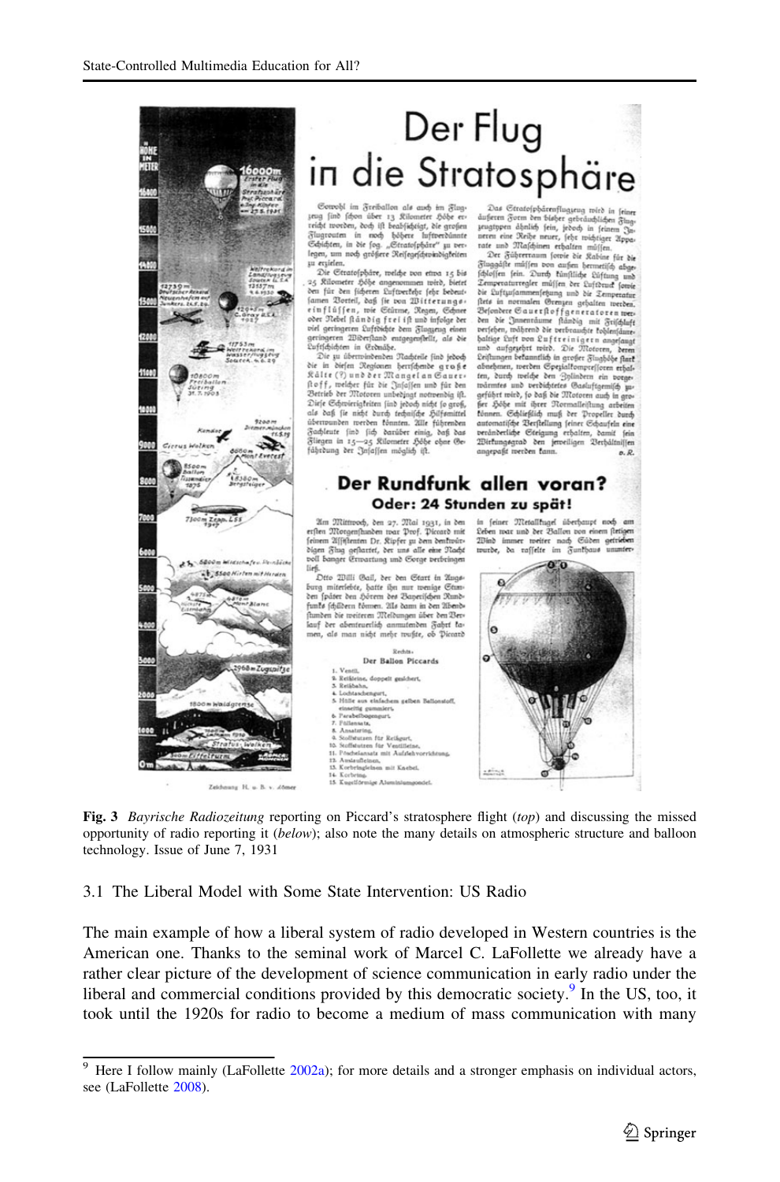**Fig. 3** *Bayrische Radiozeitung* reporting on Piccard's stratosphere flight (*top*) and discussing the missed opportunity of radio reporting it (*below*); also note the many details on atmospheric structure and balloon technology. Issue of June 7, 1931

### 3.1 The Liberal Model with Some State Intervention: US Radio

The main example of how a liberal system of radio developed in Western countries is the American one. Thanks to the seminal work of Marcel C. LaFollette we already have a rather clear picture of the development of science communication in early radio under the liberal and commercial conditions provided by this democratic society.[9] In the US, too, it took until the 1920s for radio to become a medium of mass communication with many

---

[9] Here I follow mainly (LaFollette 2002a); for more details and a stronger emphasis on individual actors, see (LaFollette 2008).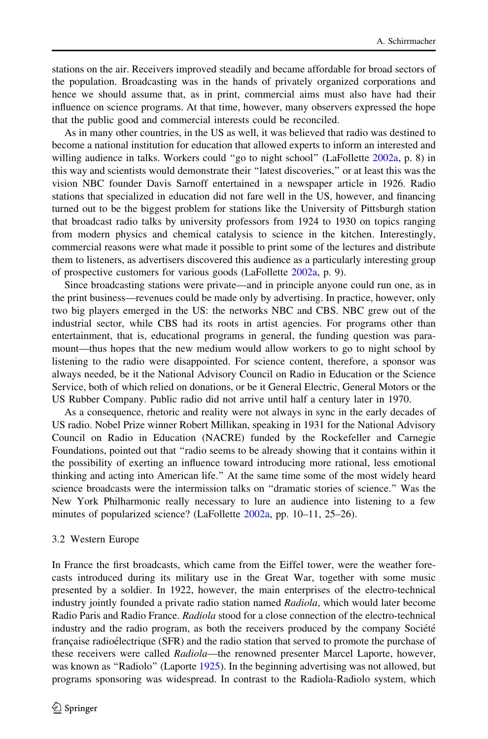stations on the air. Receivers improved steadily and became affordable for broad sectors of the population. Broadcasting was in the hands of privately organized corporations and hence we should assume that, as in print, commercial aims must also have had their influence on science programs. At that time, however, many observers expressed the hope that the public good and commercial interests could be reconciled.

As in many other countries, in the US as well, it was believed that radio was destined to become a national institution for education that allowed experts to inform an interested and willing audience in talks. Workers could "go to night school" (LaFollette 2002a, p. 8) in this way and scientists would demonstrate their "latest discoveries," or at least this was the vision NBC founder Davis Sarnoff entertained in a newspaper article in 1926. Radio stations that specialized in education did not fare well in the US, however, and financing turned out to be the biggest problem for stations like the University of Pittsburgh station that broadcast radio talks by university professors from 1924 to 1930 on topics ranging from modern physics and chemical catalysis to science in the kitchen. Interestingly, commercial reasons were what made it possible to print some of the lectures and distribute them to listeners, as advertisers discovered this audience as a particularly interesting group of prospective customers for various goods (LaFollette 2002a, p. 9).

Since broadcasting stations were private—and in principle anyone could run one, as in the print business—revenues could be made only by advertising. In practice, however, only two big players emerged in the US: the networks NBC and CBS. NBC grew out of the industrial sector, while CBS had its roots in artist agencies. For programs other than entertainment, that is, educational programs in general, the funding question was paramount—thus hopes that the new medium would allow workers to go to night school by listening to the radio were disappointed. For science content, therefore, a sponsor was always needed, be it the National Advisory Council on Radio in Education or the Science Service, both of which relied on donations, or be it General Electric, General Motors or the US Rubber Company. Public radio did not arrive until half a century later in 1970.

As a consequence, rhetoric and reality were not always in sync in the early decades of US radio. Nobel Prize winner Robert Millikan, speaking in 1931 for the National Advisory Council on Radio in Education (NACRE) funded by the Rockefeller and Carnegie Foundations, pointed out that "radio seems to be already showing that it contains within it the possibility of exerting an influence toward introducing more rational, less emotional thinking and acting into American life." At the same time some of the most widely heard science broadcasts were the intermission talks on "dramatic stories of science." Was the New York Philharmonic really necessary to lure an audience into listening to a few minutes of popularized science? (LaFollette 2002a, pp. 10–11, 25–26).

### 3.2 Western Europe

In France the first broadcasts, which came from the Eiffel tower, were the weather forecasts introduced during its military use in the Great War, together with some music presented by a soldier. In 1922, however, the main enterprises of the electro-technical industry jointly founded a private radio station named *Radiola*, which would later become Radio Paris and Radio France. *Radiola* stood for a close connection of the electro-technical industry and the radio program, as both the receivers produced by the company Société française radioélectrique (SFR) and the radio station that served to promote the purchase of these receivers were called *Radiola*—the renowned presenter Marcel Laporte, however, was known as "Radiolo" (Laporte 1925). In the beginning advertising was not allowed, but programs sponsoring was widespread. In contrast to the Radiola-Radiolo system, which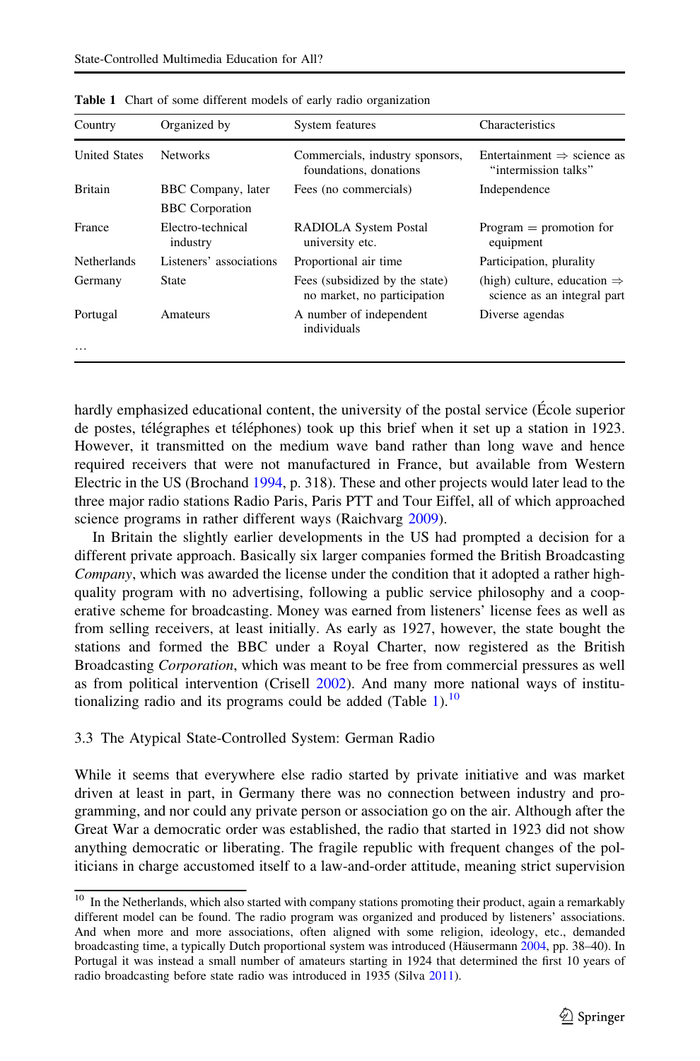**Table 1** Chart of some different models of early radio organization

| Country | Organized by | System features | Characteristics |
|---|---|---|---|
| United States | Networks | Commercials, industry sponsors, foundations, donations | Entertainment ⇒ science as "intermission talks" |
| Britain | BBC Company, later BBC Corporation | Fees (no commercials) | Independence |
| France | Electro-technical industry | RADIOLA System Postal university etc. | Program = promotion for equipment |
| Netherlands | Listeners' associations | Proportional air time | Participation, plurality |
| Germany | State | Fees (subsidized by the state) no market, no participation | (high) culture, education ⇒ science as an integral part |
| Portugal | Amateurs | A number of independent individuals | Diverse agendas |
| … | | | |

hardly emphasized educational content, the university of the postal service (École superior de postes, télégraphes et téléphones) took up this brief when it set up a station in 1923. However, it transmitted on the medium wave band rather than long wave and hence required receivers that were not manufactured in France, but available from Western Electric in the US (Brochand 1994, p. 318). These and other projects would later lead to the three major radio stations Radio Paris, Paris PTT and Tour Eiffel, all of which approached science programs in rather different ways (Raichvarg 2009).

In Britain the slightly earlier developments in the US had prompted a decision for a different private approach. Basically six larger companies formed the British Broadcasting *Company*, which was awarded the license under the condition that it adopted a rather high-quality program with no advertising, following a public service philosophy and a cooperative scheme for broadcasting. Money was earned from listeners' license fees as well as from selling receivers, at least initially. As early as 1927, however, the state bought the stations and formed the BBC under a Royal Charter, now registered as the British Broadcasting *Corporation*, which was meant to be free from commercial pressures as well as from political intervention (Crisell 2002). And many more national ways of institutionalizing radio and its programs could be added (Table 1).[10]

### 3.3 The Atypical State-Controlled System: German Radio

While it seems that everywhere else radio started by private initiative and was market driven at least in part, in Germany there was no connection between industry and programming, and nor could any private person or association go on the air. Although after the Great War a democratic order was established, the radio that started in 1923 did not show anything democratic or liberating. The fragile republic with frequent changes of the politicians in charge accustomed itself to a law-and-order attitude, meaning strict supervision

[10] In the Netherlands, which also started with company stations promoting their product, again a remarkably different model can be found. The radio program was organized and produced by listeners' associations. And when more and more associations, often aligned with some religion, ideology, etc., demanded broadcasting time, a typically Dutch proportional system was introduced (Häusermann 2004, pp. 38–40). In Portugal it was instead a small number of amateurs starting in 1924 that determined the first 10 years of radio broadcasting before state radio was introduced in 1935 (Silva 2011).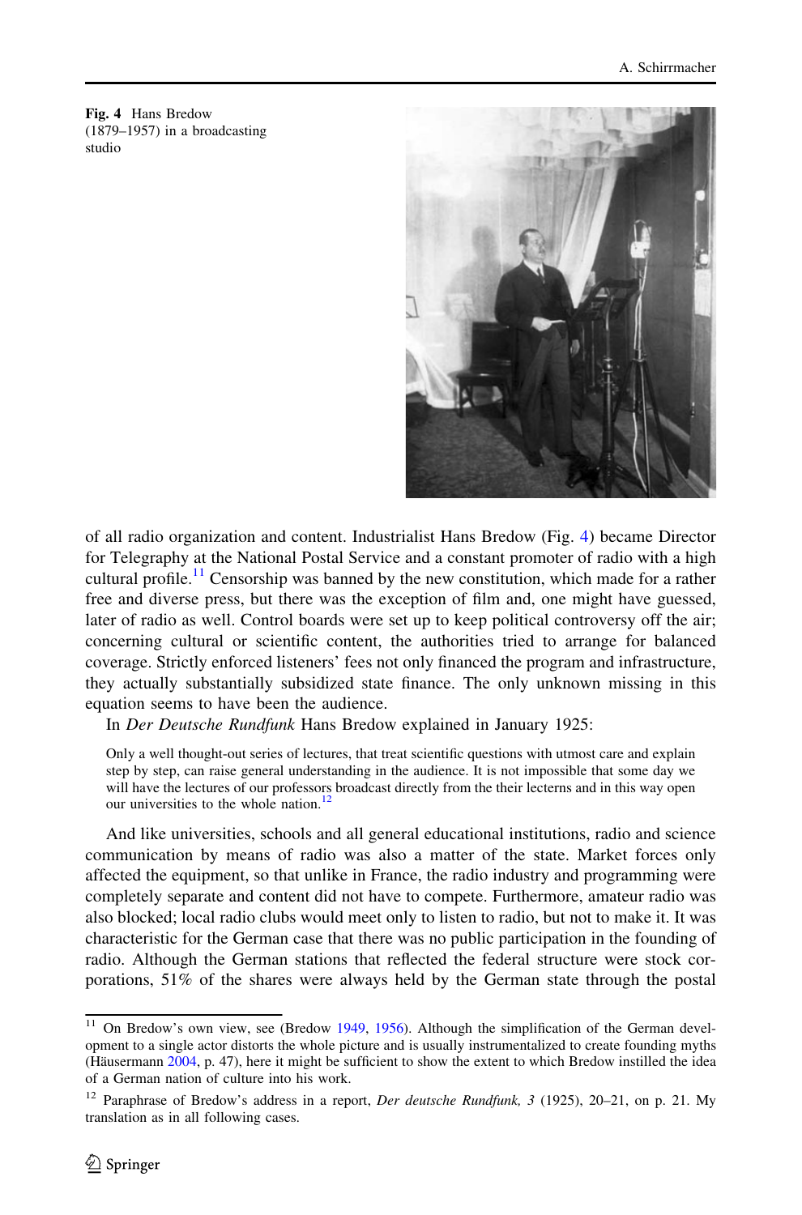Fig. 4 Hans Bredow (1879–1957) in a broadcasting studio

of all radio organization and content. Industrialist Hans Bredow (Fig. 4) became Director for Telegraphy at the National Postal Service and a constant promoter of radio with a high cultural profile.[11] Censorship was banned by the new constitution, which made for a rather free and diverse press, but there was the exception of film and, one might have guessed, later of radio as well. Control boards were set up to keep political controversy off the air; concerning cultural or scientific content, the authorities tried to arrange for balanced coverage. Strictly enforced listeners' fees not only financed the program and infrastructure, they actually substantially subsidized state finance. The only unknown missing in this equation seems to have been the audience.

In *Der Deutsche Rundfunk* Hans Bredow explained in January 1925:

> Only a well thought-out series of lectures, that treat scientific questions with utmost care and explain step by step, can raise general understanding in the audience. It is not impossible that some day we will have the lectures of our professors broadcast directly from the their lecterns and in this way open our universities to the whole nation.[12]

And like universities, schools and all general educational institutions, radio and science communication by means of radio was also a matter of the state. Market forces only affected the equipment, so that unlike in France, the radio industry and programming were completely separate and content did not have to compete. Furthermore, amateur radio was also blocked; local radio clubs would meet only to listen to radio, but not to make it. It was characteristic for the German case that there was no public participation in the founding of radio. Although the German stations that reflected the federal structure were stock corporations, 51% of the shares were always held by the German state through the postal

---

[11] On Bredow's own view, see (Bredow 1949, 1956). Although the simplification of the German development to a single actor distorts the whole picture and is usually instrumentalized to create founding myths (Häusermann 2004, p. 47), here it might be sufficient to show the extent to which Bredow instilled the idea of a German nation of culture into his work.

[12] Paraphrase of Bredow's address in a report, *Der deutsche Rundfunk, 3* (1925), 20–21, on p. 21. My translation as in all following cases.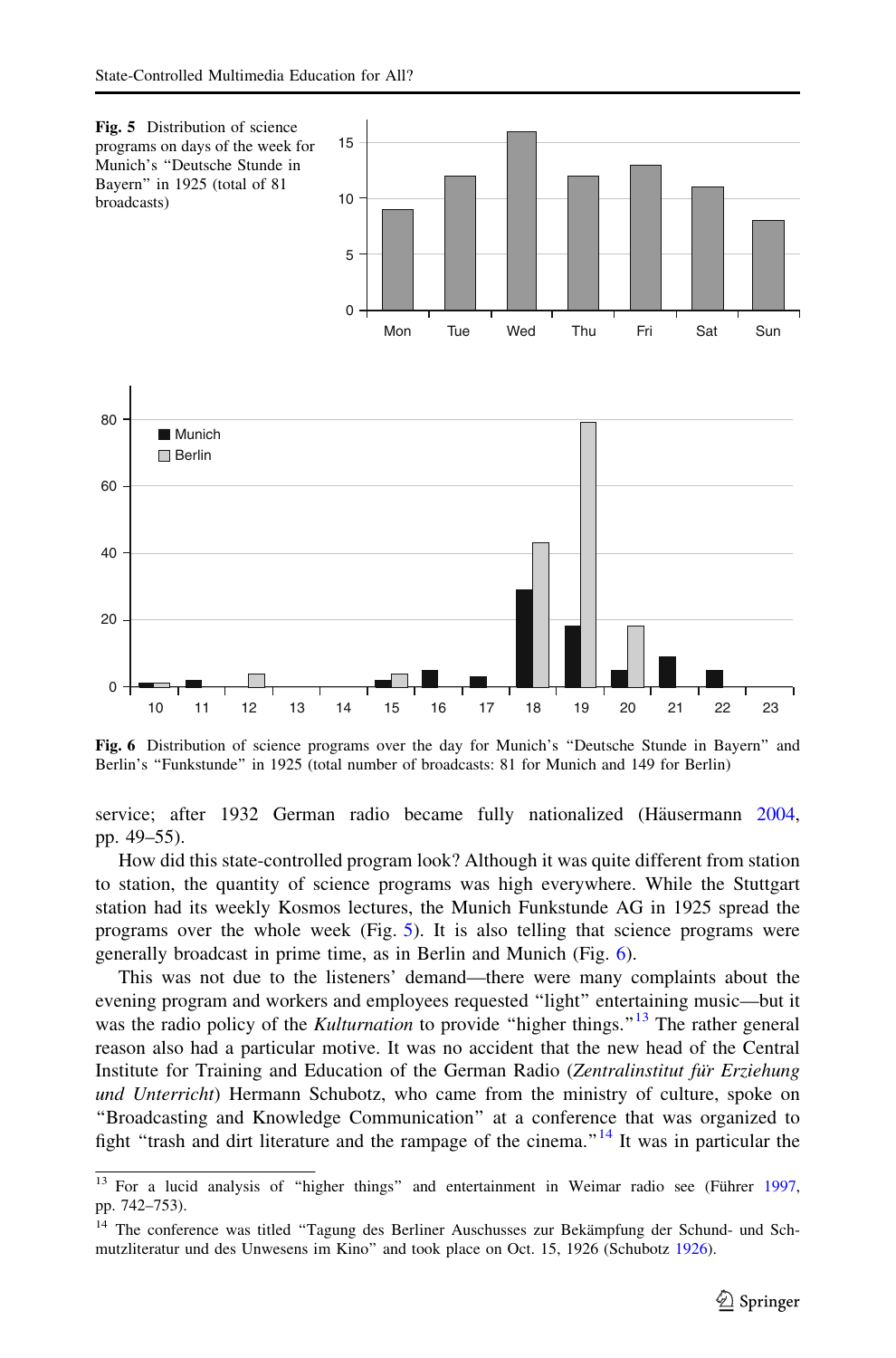Fig. 5 Distribution of science programs on days of the week for Munich's "Deutsche Stunde in Bayern" in 1925 (total of 81 broadcasts)

Fig. 6 Distribution of science programs over the day for Munich's "Deutsche Stunde in Bayern" and Berlin's "Funkstunde" in 1925 (total number of broadcasts: 81 for Munich and 149 for Berlin)

service; after 1932 German radio became fully nationalized (Häusermann 2004, pp. 49–55).

How did this state-controlled program look? Although it was quite different from station to station, the quantity of science programs was high everywhere. While the Stuttgart station had its weekly Kosmos lectures, the Munich Funkstunde AG in 1925 spread the programs over the whole week (Fig. 5). It is also telling that science programs were generally broadcast in prime time, as in Berlin and Munich (Fig. 6).

This was not due to the listeners' demand—there were many complaints about the evening program and workers and employees requested "light" entertaining music—but it was the radio policy of the *Kulturnation* to provide "higher things."[13] The rather general reason also had a particular motive. It was no accident that the new head of the Central Institute for Training and Education of the German Radio (*Zentralinstitut für Erziehung und Unterricht*) Hermann Schubotz, who came from the ministry of culture, spoke on "Broadcasting and Knowledge Communication" at a conference that was organized to fight "trash and dirt literature and the rampage of the cinema."[14] It was in particular the

---

[13] For a lucid analysis of "higher things" and entertainment in Weimar radio see (Führer 1997, pp. 742–753).

[14] The conference was titled "Tagung des Berliner Auschusses zur Bekämpfung der Schund- und Schmutzliteratur und des Unwesens im Kino" and took place on Oct. 15, 1926 (Schubotz 1926).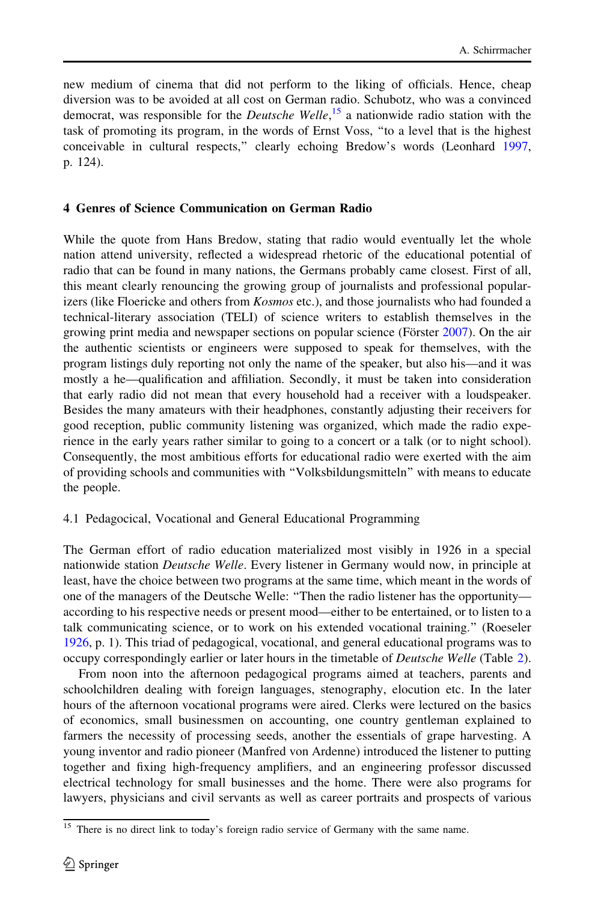new medium of cinema that did not perform to the liking of officials. Hence, cheap diversion was to be avoided at all cost on German radio. Schubotz, who was a convinced democrat, was responsible for the *Deutsche Welle*,[15] a nationwide radio station with the task of promoting its program, in the words of Ernst Voss, "to a level that is the highest conceivable in cultural respects," clearly echoing Bredow's words (Leonhard 1997, p. 124).

## 4 Genres of Science Communication on German Radio

While the quote from Hans Bredow, stating that radio would eventually let the whole nation attend university, reflected a widespread rhetoric of the educational potential of radio that can be found in many nations, the Germans probably came closest. First of all, this meant clearly renouncing the growing group of journalists and professional popularizers (like Floericke and others from *Kosmos* etc.), and those journalists who had founded a technical-literary association (TELI) of science writers to establish themselves in the growing print media and newspaper sections on popular science (Förster 2007). On the air the authentic scientists or engineers were supposed to speak for themselves, with the program listings duly reporting not only the name of the speaker, but also his—and it was mostly a he—qualification and affiliation. Secondly, it must be taken into consideration that early radio did not mean that every household had a receiver with a loudspeaker. Besides the many amateurs with their headphones, constantly adjusting their receivers for good reception, public community listening was organized, which made the radio experience in the early years rather similar to going to a concert or a talk (or to night school). Consequently, the most ambitious efforts for educational radio were exerted with the aim of providing schools and communities with "Volksbildungsmitteln" with means to educate the people.

### 4.1 Pedagocical, Vocational and General Educational Programming

The German effort of radio education materialized most visibly in 1926 in a special nationwide station *Deutsche Welle*. Every listener in Germany would now, in principle at least, have the choice between two programs at the same time, which meant in the words of one of the managers of the Deutsche Welle: "Then the radio listener has the opportunity—according to his respective needs or present mood—either to be entertained, or to listen to a talk communicating science, or to work on his extended vocational training." (Roeseler 1926, p. 1). This triad of pedagogical, vocational, and general educational programs was to occupy correspondingly earlier or later hours in the timetable of *Deutsche Welle* (Table 2).

From noon into the afternoon pedagogical programs aimed at teachers, parents and schoolchildren dealing with foreign languages, stenography, elocution etc. In the later hours of the afternoon vocational programs were aired. Clerks were lectured on the basics of economics, small businessmen on accounting, one country gentleman explained to farmers the necessity of processing seeds, another the essentials of grape harvesting. A young inventor and radio pioneer (Manfred von Ardenne) introduced the listener to putting together and fixing high-frequency amplifiers, and an engineering professor discussed electrical technology for small businesses and the home. There were also programs for lawyers, physicians and civil servants as well as career portraits and prospects of various

---

[15] There is no direct link to today's foreign radio service of Germany with the same name.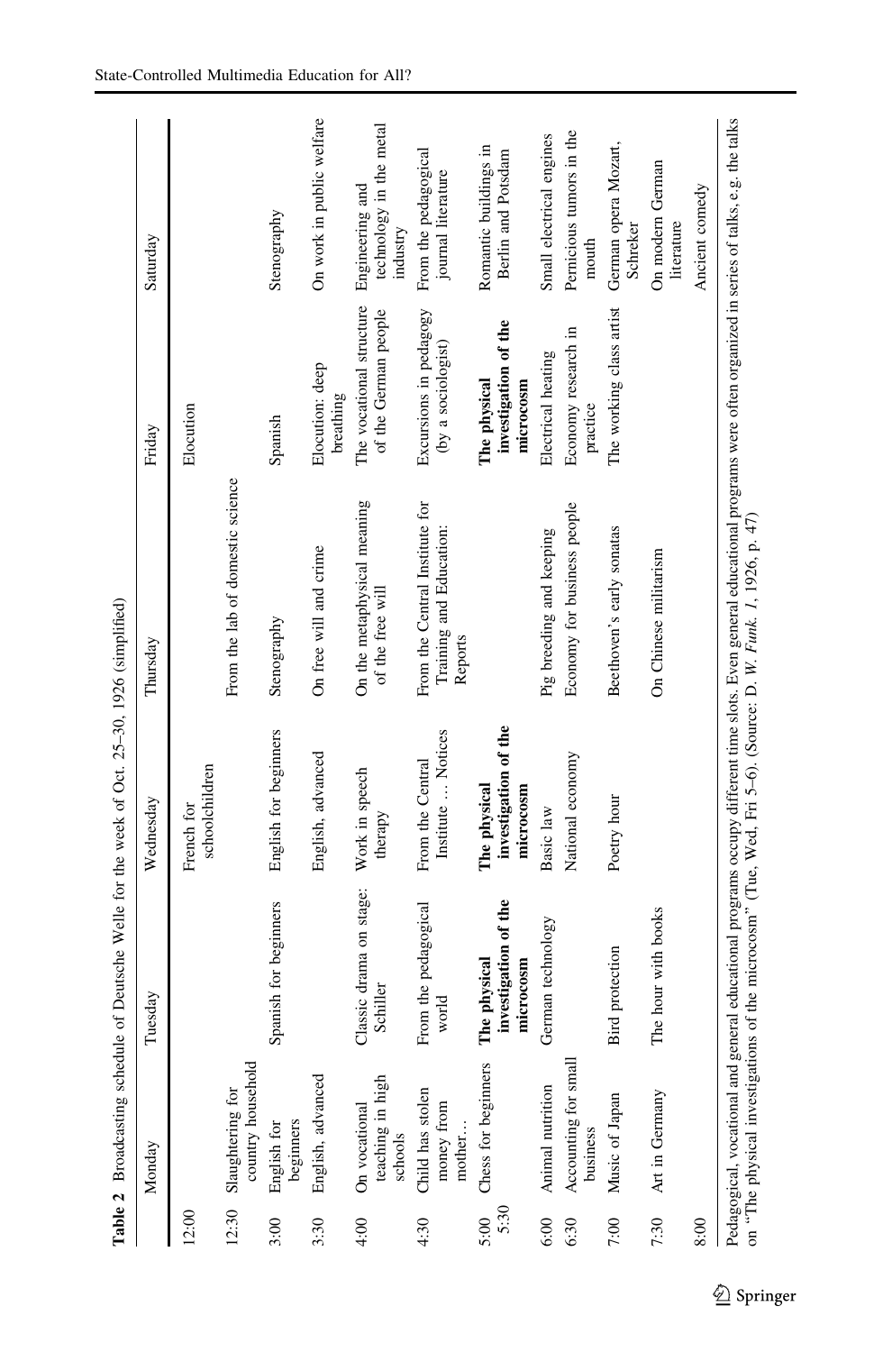**Table 2** Broadcasting schedule of Deutsche Welle for the week of Oct. 25–30, 1926 (simplified)

| | Monday | Tuesday | Wednesday | Thursday | Friday | Saturday |
|---|---|---|---|---|---|---|
| 12:00 | | | French for schoolchildren | | Elocution | |
| 12:30 | Slaughtering for country household | | | From the lab of domestic science | | |
| 3:00 | English for beginners | Spanish for beginners | English for beginners | Stenography | Spanish | Stenography |
| 3:30 | English, advanced | | English, advanced | On free will and crime | Elocution: deep breathing | On work in public welfare |
| 4:00 | On vocational teaching in high schools | Classic drama on stage: Schiller | Work in speech therapy | On the metaphysical meaning of the free will | The vocational structure of the German people | Engineering and technology in the metal industry |
| 4:30 | Child has stolen money from mother… | From the pedagogical world | From the Central Institute … Notices | From the Central Institute for Training and Education: Reports | Excursions in pedagogy (by a sociologist) | From the pedagogical journal literature |
| 5:00 5:30 | Chess for beginners | **The physical investigation of the microcosm** | **The physical investigation of the microcosm** | | **The physical investigation of the microcosm** | Romantic buildings in Berlin and Potsdam |
| 6:00 | Animal nutrition | German technology | Basic law | Pig breeding and keeping | Electrical heating | Small electrical engines |
| 6:30 | Accounting for small business | | National economy | Economy for business people | Economy research in practice | Pernicious tumors in the mouth |
| 7:00 | Music of Japan | Bird protection | Poetry hour | Beethoven's early sonatas | The working class artist | German opera Mozart, Schreker |
| 7:30 | Art in Germany | The hour with books | | On Chinese militarism | | On modern German literature |
| 8:00 | | | | | | Ancient comedy |

Pedagogical, vocational and general educational programs occupy different time slots. Even general educational programs were often organized in series of talks, e.g. the talks on "The physical investigations of the microcosm" (Tue, Wed, Fri 5–6). (Source: D. *W. Funk. 1*, 1926, p. 47)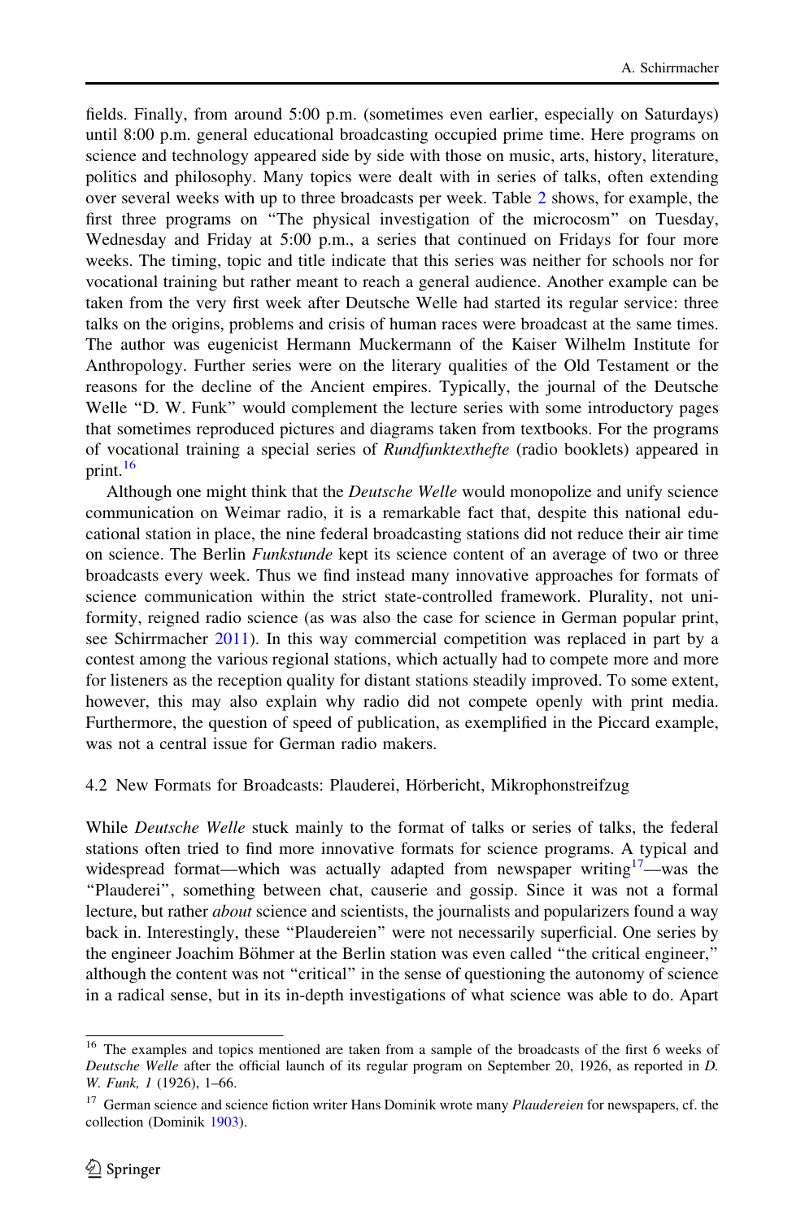fields. Finally, from around 5:00 p.m. (sometimes even earlier, especially on Saturdays) until 8:00 p.m. general educational broadcasting occupied prime time. Here programs on science and technology appeared side by side with those on music, arts, history, literature, politics and philosophy. Many topics were dealt with in series of talks, often extending over several weeks with up to three broadcasts per week. Table 2 shows, for example, the first three programs on "The physical investigation of the microcosm" on Tuesday, Wednesday and Friday at 5:00 p.m., a series that continued on Fridays for four more weeks. The timing, topic and title indicate that this series was neither for schools nor for vocational training but rather meant to reach a general audience. Another example can be taken from the very first week after Deutsche Welle had started its regular service: three talks on the origins, problems and crisis of human races were broadcast at the same times. The author was eugenicist Hermann Muckermann of the Kaiser Wilhelm Institute for Anthropology. Further series were on the literary qualities of the Old Testament or the reasons for the decline of the Ancient empires. Typically, the journal of the Deutsche Welle "D. W. Funk" would complement the lecture series with some introductory pages that sometimes reproduced pictures and diagrams taken from textbooks. For the programs of vocational training a special series of *Rundfunktexthefte* (radio booklets) appeared in print.[16]

Although one might think that the *Deutsche Welle* would monopolize and unify science communication on Weimar radio, it is a remarkable fact that, despite this national educational station in place, the nine federal broadcasting stations did not reduce their air time on science. The Berlin *Funkstunde* kept its science content of an average of two or three broadcasts every week. Thus we find instead many innovative approaches for formats of science communication within the strict state-controlled framework. Plurality, not uniformity, reigned radio science (as was also the case for science in German popular print, see Schirrmacher 2011). In this way commercial competition was replaced in part by a contest among the various regional stations, which actually had to compete more and more for listeners as the reception quality for distant stations steadily improved. To some extent, however, this may also explain why radio did not compete openly with print media. Furthermore, the question of speed of publication, as exemplified in the Piccard example, was not a central issue for German radio makers.

### 4.2 New Formats for Broadcasts: Plauderei, Hörbericht, Mikrophonstreifzug

While *Deutsche Welle* stuck mainly to the format of talks or series of talks, the federal stations often tried to find more innovative formats for science programs. A typical and widespread format—which was actually adapted from newspaper writing[17]—was the "Plauderei", something between chat, causerie and gossip. Since it was not a formal lecture, but rather *about* science and scientists, the journalists and popularizers found a way back in. Interestingly, these "Plaudereien" were not necessarily superficial. One series by the engineer Joachim Böhmer at the Berlin station was even called "the critical engineer," although the content was not "critical" in the sense of questioning the autonomy of science in a radical sense, but in its in-depth investigations of what science was able to do. Apart

---

[16] The examples and topics mentioned are taken from a sample of the broadcasts of the first 6 weeks of *Deutsche Welle* after the official launch of its regular program on September 20, 1926, as reported in *D. W. Funk, 1* (1926), 1–66.

[17] German science and science fiction writer Hans Dominik wrote many *Plaudereien* for newspapers, cf. the collection (Dominik 1903).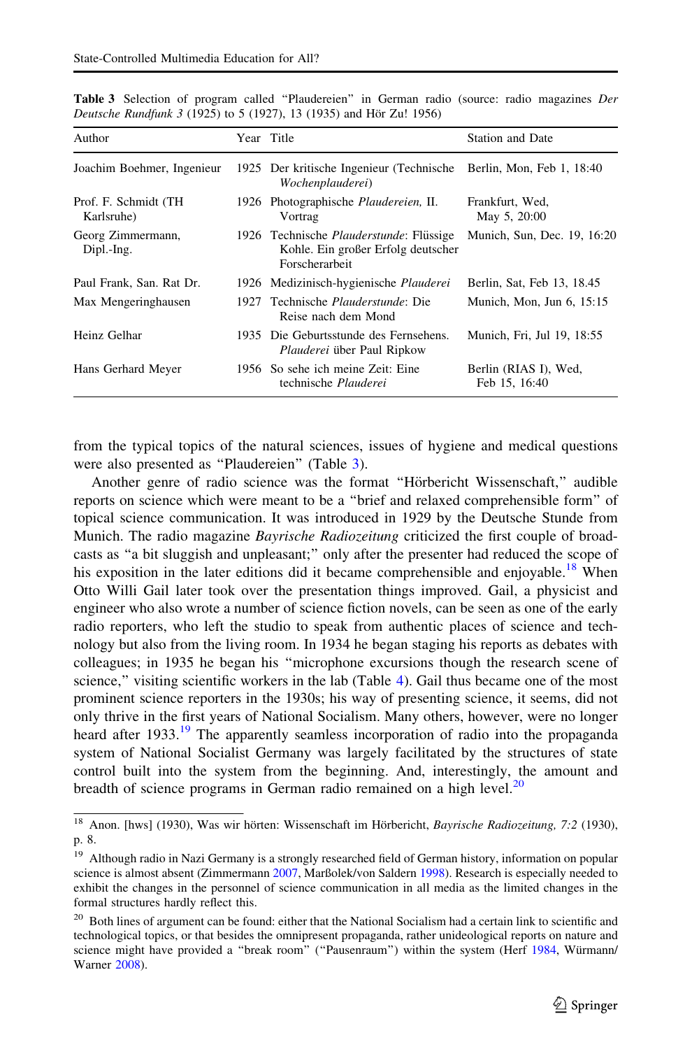Table 3 Selection of program called "Plaudereien" in German radio (source: radio magazines *Der Deutsche Rundfunk 3* (1925) to 5 (1927), 13 (1935) and Hör Zu! 1956)

| Author | Year | Title | Station and Date |
|---|---|---|---|
| Joachim Boehmer, Ingenieur | 1925 | Der kritische Ingenieur (Technische *Wochenplauderei*) | Berlin, Mon, Feb 1, 18:40 |
| Prof. F. Schmidt (TH Karlsruhe) | 1926 | Photographische *Plaudereien*, II. Vortrag | Frankfurt, Wed, May 5, 20:00 |
| Georg Zimmermann, Dipl.-Ing. | 1926 | Technische *Plauderstunde*: Flüssige Kohle. Ein großer Erfolg deutscher Forscherarbeit | Munich, Sun, Dec. 19, 16:20 |
| Paul Frank, San. Rat Dr. | 1926 | Medizinisch-hygienische *Plauderei* | Berlin, Sat, Feb 13, 18.45 |
| Max Mengeringhausen | 1927 | Technische *Plauderstunde*: Die Reise nach dem Mond | Munich, Mon, Jun 6, 15:15 |
| Heinz Gelhar | 1935 | Die Geburtsstunde des Fernsehens. *Plauderei* über Paul Ripkow | Munich, Fri, Jul 19, 18:55 |
| Hans Gerhard Meyer | 1956 | So sehe ich meine Zeit: Eine technische *Plauderei* | Berlin (RIAS I), Wed, Feb 15, 16:40 |

from the typical topics of the natural sciences, issues of hygiene and medical questions were also presented as "Plaudereien" (Table 3).

Another genre of radio science was the format "Hörbericht Wissenschaft," audible reports on science which were meant to be a "brief and relaxed comprehensible form" of topical science communication. It was introduced in 1929 by the Deutsche Stunde from Munich. The radio magazine *Bayrische Radiozeitung* criticized the first couple of broadcasts as "a bit sluggish and unpleasant;" only after the presenter had reduced the scope of his exposition in the later editions did it become comprehensible and enjoyable.[18] When Otto Willi Gail later took over the presentation things improved. Gail, a physicist and engineer who also wrote a number of science fiction novels, can be seen as one of the early radio reporters, who left the studio to speak from authentic places of science and technology but also from the living room. In 1934 he began staging his reports as debates with colleagues; in 1935 he began his "microphone excursions though the research scene of science," visiting scientific workers in the lab (Table 4). Gail thus became one of the most prominent science reporters in the 1930s; his way of presenting science, it seems, did not only thrive in the first years of National Socialism. Many others, however, were no longer heard after 1933.[19] The apparently seamless incorporation of radio into the propaganda system of National Socialist Germany was largely facilitated by the structures of state control built into the system from the beginning. And, interestingly, the amount and breadth of science programs in German radio remained on a high level.[20]

[18] Anon. [hws] (1930), Was wir hörten: Wissenschaft im Hörbericht, *Bayrische Radiozeitung, 7:2* (1930), p. 8.

[19] Although radio in Nazi Germany is a strongly researched field of German history, information on popular science is almost absent (Zimmermann 2007, Marßolek/von Saldern 1998). Research is especially needed to exhibit the changes in the personnel of science communication in all media as the limited changes in the formal structures hardly reflect this.

[20] Both lines of argument can be found: either that the National Socialism had a certain link to scientific and technological topics, or that besides the omnipresent propaganda, rather unideological reports on nature and science might have provided a "break room" ("Pausenraum") within the system (Herf 1984, Würmann/Warner 2008).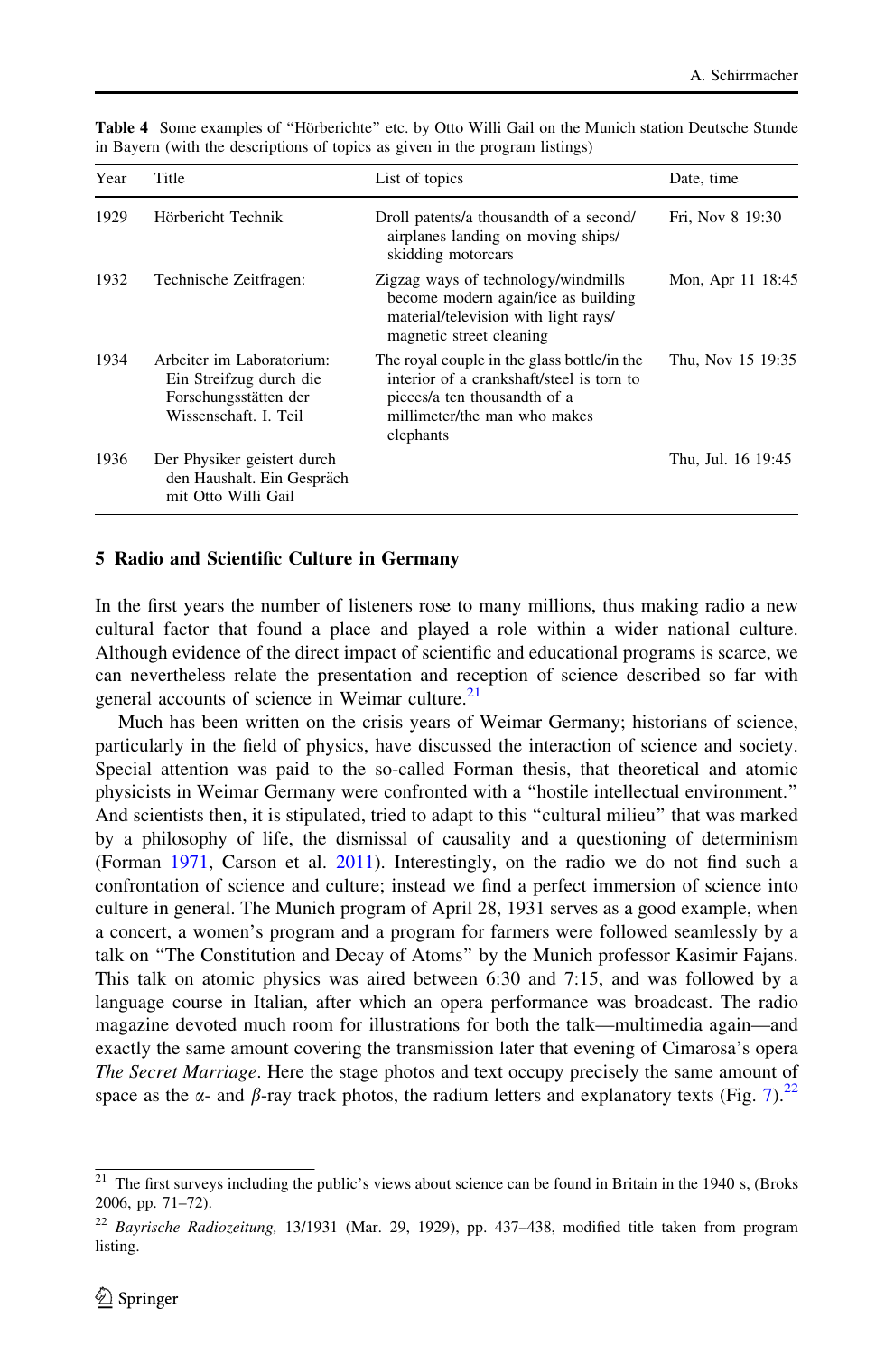**Table 4** Some examples of "Hörberichte" etc. by Otto Willi Gail on the Munich station Deutsche Stunde in Bayern (with the descriptions of topics as given in the program listings)

| Year | Title | List of topics | Date, time |
|---|---|---|---|
| 1929 | Hörbericht Technik | Droll patents/a thousandth of a second/ airplanes landing on moving ships/ skidding motorcars | Fri, Nov 8 19:30 |
| 1932 | Technische Zeitfragen: | Zigzag ways of technology/windmills become modern again/ice as building material/television with light rays/ magnetic street cleaning | Mon, Apr 11 18:45 |
| 1934 | Arbeiter im Laboratorium: Ein Streifzug durch die Forschungsstätten der Wissenschaft. I. Teil | The royal couple in the glass bottle/in the interior of a crankshaft/steel is torn to pieces/a ten thousandth of a millimeter/the man who makes elephants | Thu, Nov 15 19:35 |
| 1936 | Der Physiker geistert durch den Haushalt. Ein Gespräch mit Otto Willi Gail | | Thu, Jul. 16 19:45 |

## 5 Radio and Scientific Culture in Germany

In the first years the number of listeners rose to many millions, thus making radio a new cultural factor that found a place and played a role within a wider national culture. Although evidence of the direct impact of scientific and educational programs is scarce, we can nevertheless relate the presentation and reception of science described so far with general accounts of science in Weimar culture.[21]

Much has been written on the crisis years of Weimar Germany; historians of science, particularly in the field of physics, have discussed the interaction of science and society. Special attention was paid to the so-called Forman thesis, that theoretical and atomic physicists in Weimar Germany were confronted with a "hostile intellectual environment." And scientists then, it is stipulated, tried to adapt to this "cultural milieu" that was marked by a philosophy of life, the dismissal of causality and a questioning of determinism (Forman 1971, Carson et al. 2011). Interestingly, on the radio we do not find such a confrontation of science and culture; instead we find a perfect immersion of science into culture in general. The Munich program of April 28, 1931 serves as a good example, when a concert, a women's program and a program for farmers were followed seamlessly by a talk on "The Constitution and Decay of Atoms" by the Munich professor Kasimir Fajans. This talk on atomic physics was aired between 6:30 and 7:15, and was followed by a language course in Italian, after which an opera performance was broadcast. The radio magazine devoted much room for illustrations for both the talk—multimedia again—and exactly the same amount covering the transmission later that evening of Cimarosa's opera *The Secret Marriage*. Here the stage photos and text occupy precisely the same amount of space as the $\alpha$- and $\beta$-ray track photos, the radium letters and explanatory texts (Fig. 7).[22]

---

[21] The first surveys including the public's views about science can be found in Britain in the 1940 s, (Broks 2006, pp. 71–72).

[22] *Bayrische Radiozeitung,* 13/1931 (Mar. 29, 1929), pp. 437–438, modified title taken from program listing.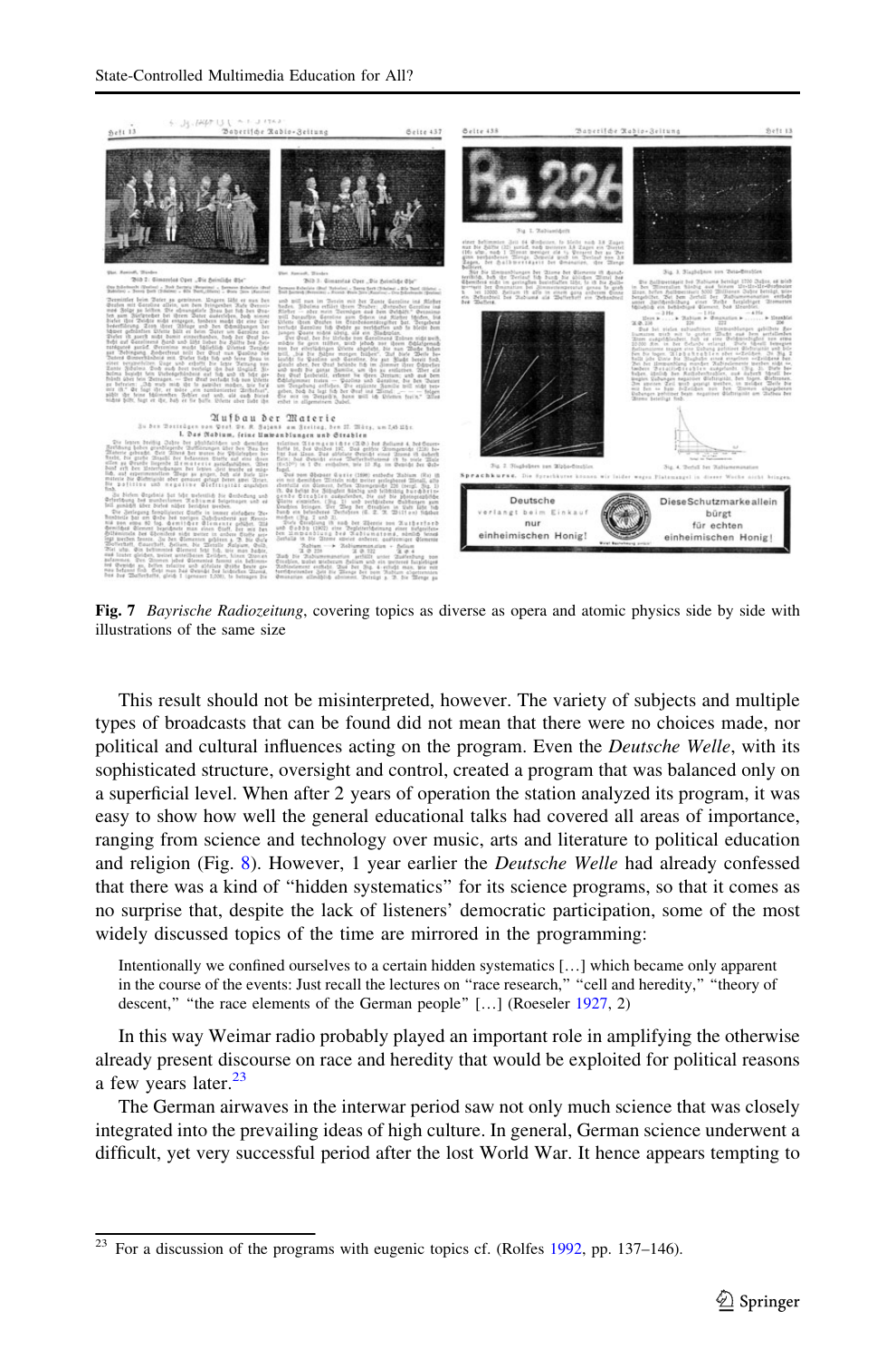**Fig. 7** *Bayrische Radiozeitung*, covering topics as diverse as opera and atomic physics side by side with illustrations of the same size

This result should not be misinterpreted, however. The variety of subjects and multiple types of broadcasts that can be found did not mean that there were no choices made, nor political and cultural influences acting on the program. Even the *Deutsche Welle*, with its sophisticated structure, oversight and control, created a program that was balanced only on a superficial level. When after 2 years of operation the station analyzed its program, it was easy to show how well the general educational talks had covered all areas of importance, ranging from science and technology over music, arts and literature to political education and religion (Fig. 8). However, 1 year earlier the *Deutsche Welle* had already confessed that there was a kind of "hidden systematics" for its science programs, so that it comes as no surprise that, despite the lack of listeners' democratic participation, some of the most widely discussed topics of the time are mirrored in the programming:

> Intentionally we confined ourselves to a certain hidden systematics […] which became only apparent in the course of the events: Just recall the lectures on "race research," "cell and heredity," "theory of descent," "the race elements of the German people" […] (Roeseler 1927, 2)

In this way Weimar radio probably played an important role in amplifying the otherwise already present discourse on race and heredity that would be exploited for political reasons a few years later.[23]

The German airwaves in the interwar period saw not only much science that was closely integrated into the prevailing ideas of high culture. In general, German science underwent a difficult, yet very successful period after the lost World War. It hence appears tempting to

[23] For a discussion of the programs with eugenic topics cf. (Rolfes 1992, pp. 137–146).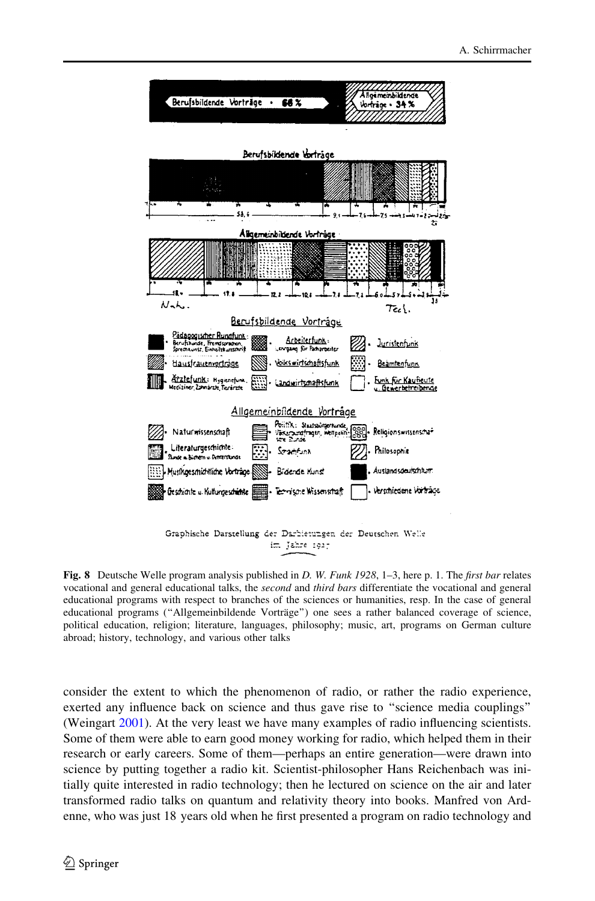**Fig. 8** Deutsche Welle program analysis published in *D. W. Funk 1928*, 1–3, here p. 1. The *first bar* relates vocational and general educational talks, the *second* and *third bars* differentiate the vocational and general educational programs with respect to branches of the sciences or humanities, resp. In the case of general educational programs ("Allgemeinbildende Vorträge") one sees a rather balanced coverage of science, political education, religion; literature, languages, philosophy; music, art, programs on German culture abroad; history, technology, and various other talks

consider the extent to which the phenomenon of radio, or rather the radio experience, exerted any influence back on science and thus gave rise to "science media couplings" (Weingart 2001). At the very least we have many examples of radio influencing scientists. Some of them were able to earn good money working for radio, which helped them in their research or early careers. Some of them—perhaps an entire generation—were drawn into science by putting together a radio kit. Scientist-philosopher Hans Reichenbach was initially quite interested in radio technology; then he lectured on science on the air and later transformed radio talks on quantum and relativity theory into books. Manfred von Ardenne, who was just 18 years old when he first presented a program on radio technology and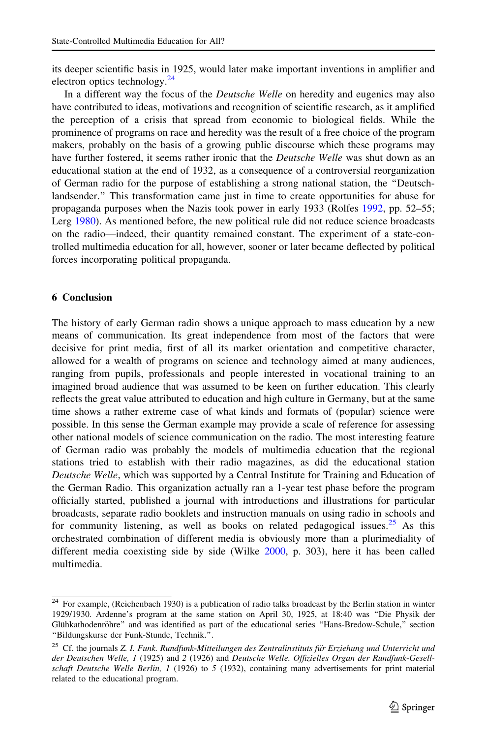its deeper scientific basis in 1925, would later make important inventions in amplifier and electron optics technology.[24]

In a different way the focus of the *Deutsche Welle* on heredity and eugenics may also have contributed to ideas, motivations and recognition of scientific research, as it amplified the perception of a crisis that spread from economic to biological fields. While the prominence of programs on race and heredity was the result of a free choice of the program makers, probably on the basis of a growing public discourse which these programs may have further fostered, it seems rather ironic that the *Deutsche Welle* was shut down as an educational station at the end of 1932, as a consequence of a controversial reorganization of German radio for the purpose of establishing a strong national station, the "Deutschlandsender." This transformation came just in time to create opportunities for abuse for propaganda purposes when the Nazis took power in early 1933 (Rolfes 1992, pp. 52–55; Lerg 1980). As mentioned before, the new political rule did not reduce science broadcasts on the radio—indeed, their quantity remained constant. The experiment of a state-controlled multimedia education for all, however, sooner or later became deflected by political forces incorporating political propaganda.

## 6 Conclusion

The history of early German radio shows a unique approach to mass education by a new means of communication. Its great independence from most of the factors that were decisive for print media, first of all its market orientation and competitive character, allowed for a wealth of programs on science and technology aimed at many audiences, ranging from pupils, professionals and people interested in vocational training to an imagined broad audience that was assumed to be keen on further education. This clearly reflects the great value attributed to education and high culture in Germany, but at the same time shows a rather extreme case of what kinds and formats of (popular) science were possible. In this sense the German example may provide a scale of reference for assessing other national models of science communication on the radio. The most interesting feature of German radio was probably the models of multimedia education that the regional stations tried to establish with their radio magazines, as did the educational station *Deutsche Welle*, which was supported by a Central Institute for Training and Education of the German Radio. This organization actually ran a 1-year test phase before the program officially started, published a journal with introductions and illustrations for particular broadcasts, separate radio booklets and instruction manuals on using radio in schools and for community listening, as well as books on related pedagogical issues.[25] As this orchestrated combination of different media is obviously more than a plurimediality of different media coexisting side by side (Wilke 2000, p. 303), here it has been called multimedia.

---

[24] For example, (Reichenbach 1930) is a publication of radio talks broadcast by the Berlin station in winter 1929/1930. Ardenne's program at the same station on April 30, 1925, at 18:40 was "Die Physik der Glühkathodenröhre" and was identified as part of the educational series "Hans-Bredow-Schule," section "Bildungskurse der Funk-Stunde, Technik.".

[25] Cf. the journals *Z. I. Funk. Rundfunk-Mitteilungen des Zentralinstituts für Erziehung und Unterricht und der Deutschen Welle, 1* (1925) and *2* (1926) and *Deutsche Welle. Offizielles Organ der Rundfunk-Gesellschaft Deutsche Welle Berlin, 1* (1926) to *5* (1932), containing many advertisements for print material related to the educational program.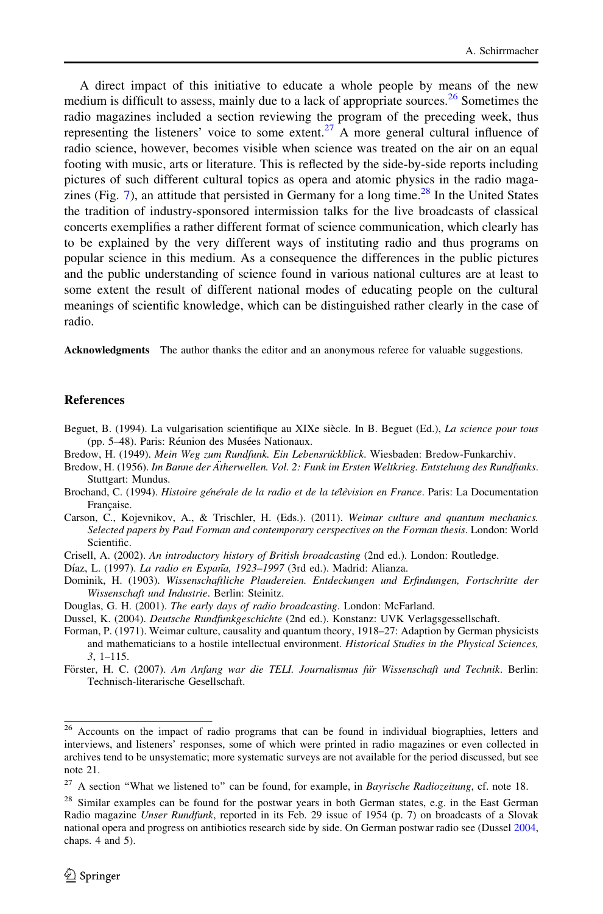A direct impact of this initiative to educate a whole people by means of the new medium is difficult to assess, mainly due to a lack of appropriate sources.[26] Sometimes the radio magazines included a section reviewing the program of the preceding week, thus representing the listeners' voice to some extent.[27] A more general cultural influence of radio science, however, becomes visible when science was treated on the air on an equal footing with music, arts or literature. This is reflected by the side-by-side reports including pictures of such different cultural topics as opera and atomic physics in the radio magazines (Fig. 7), an attitude that persisted in Germany for a long time.[28] In the United States the tradition of industry-sponsored intermission talks for the live broadcasts of classical concerts exemplifies a rather different format of science communication, which clearly has to be explained by the very different ways of instituting radio and thus programs on popular science in this medium. As a consequence the differences in the public pictures and the public understanding of science found in various national cultures are at least to some extent the result of different national modes of educating people on the cultural meanings of scientific knowledge, which can be distinguished rather clearly in the case of radio.

**Acknowledgments** The author thanks the editor and an anonymous referee for valuable suggestions.

## References

Beguet, B. (1994). La vulgarisation scientifique au XIXe siècle. In B. Beguet (Ed.), *La science pour tous* (pp. 5–48). Paris: Réunion des Musées Nationaux.

Bredow, H. (1949). *Mein Weg zum Rundfunk. Ein Lebensrückblick*. Wiesbaden: Bredow-Funkarchiv.

Bredow, H. (1956). *Im Banne der Ätherwellen. Vol. 2: Funk im Ersten Weltkrieg. Entstehung des Rundfunks*. Stuttgart: Mundus.

Brochand, C. (1994). *Histoire générale de la radio et de la télèvision en France*. Paris: La Documentation Française.

Carson, C., Kojevnikov, A., & Trischler, H. (Eds.). (2011). *Weimar culture and quantum mechanics. Selected papers by Paul Forman and contemporary cerspectives on the Forman thesis*. London: World Scientific.

Crisell, A. (2002). *An introductory history of British broadcasting* (2nd ed.). London: Routledge.

Díaz, L. (1997). *La radio en España, 1923–1997* (3rd ed.). Madrid: Alianza.

Dominik, H. (1903). *Wissenschaftliche Plaudereien. Entdeckungen und Erfindungen, Fortschritte der Wissenschaft und Industrie*. Berlin: Steinitz.

Douglas, G. H. (2001). *The early days of radio broadcasting*. London: McFarland.

Dussel, K. (2004). *Deutsche Rundfunkgeschichte* (2nd ed.). Konstanz: UVK Verlagsgessellschaft.

Forman, P. (1971). Weimar culture, causality and quantum theory, 1918–27: Adaption by German physicists and mathematicians to a hostile intellectual environment. *Historical Studies in the Physical Sciences, 3*, 1–115.

Förster, H. C. (2007). *Am Anfang war die TELI. Journalismus für Wissenschaft und Technik*. Berlin: Technisch-literarische Gesellschaft.

---

[26] Accounts on the impact of radio programs that can be found in individual biographies, letters and interviews, and listeners' responses, some of which were printed in radio magazines or even collected in archives tend to be unsystematic; more systematic surveys are not available for the period discussed, but see note 21.

[27] A section "What we listened to" can be found, for example, in *Bayrische Radiozeitung*, cf. note 18.

[28] Similar examples can be found for the postwar years in both German states, e.g. in the East German Radio magazine *Unser Rundfunk*, reported in its Feb. 29 issue of 1954 (p. 7) on broadcasts of a Slovak national opera and progress on antibiotics research side by side. On German postwar radio see (Dussel 2004, chaps. 4 and 5).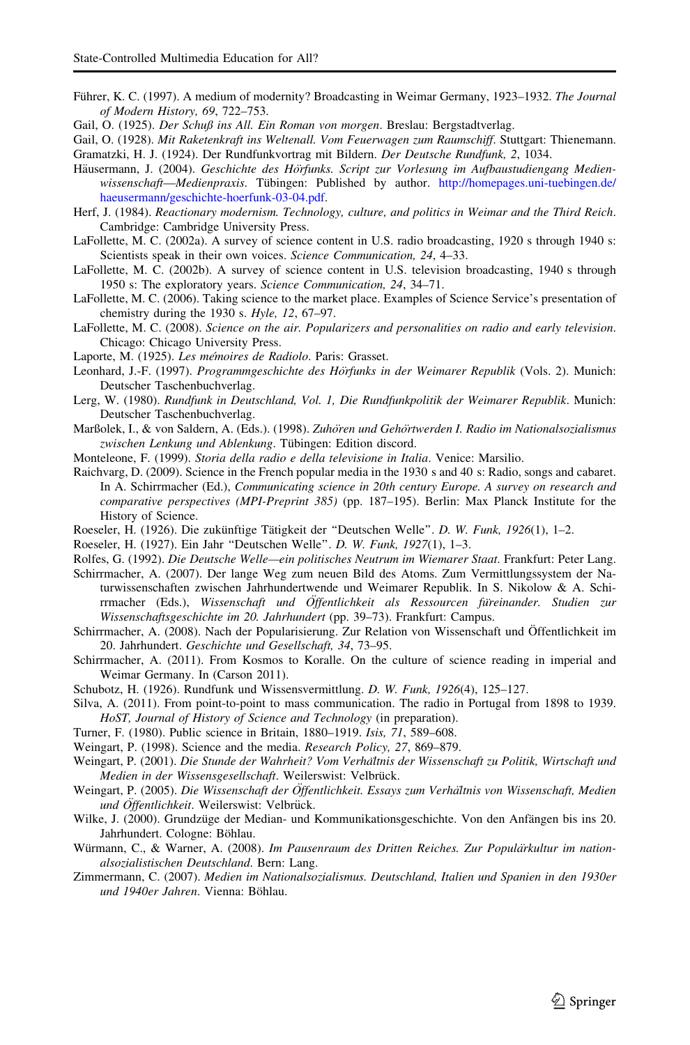Führer, K. C. (1997). A medium of modernity? Broadcasting in Weimar Germany, 1923–1932. *The Journal of Modern History, 69*, 722–753.

Gail, O. (1925). *Der Schuß ins All. Ein Roman von morgen*. Breslau: Bergstadtverlag.

Gail, O. (1928). *Mit Raketenkraft ins Weltenall. Vom Feuerwagen zum Raumschiff*. Stuttgart: Thienemann.

Gramatzki, H. J. (1924). Der Rundfunkvortrag mit Bildern. *Der Deutsche Rundfunk, 2*, 1034.

Häusermann, J. (2004). *Geschichte des Hörfunks. Script zur Vorlesung im Aufbaustudiengang Medienwissenschaft—Medienpraxis*. Tübingen: Published by author. http://homepages.uni-tuebingen.de/haeusermann/geschichte-hoerfunk-03-04.pdf.

Herf, J. (1984). *Reactionary modernism. Technology, culture, and politics in Weimar and the Third Reich*. Cambridge: Cambridge University Press.

LaFollette, M. C. (2002a). A survey of science content in U.S. radio broadcasting, 1920 s through 1940 s: Scientists speak in their own voices. *Science Communication, 24*, 4–33.

LaFollette, M. C. (2002b). A survey of science content in U.S. television broadcasting, 1940 s through 1950 s: The exploratory years. *Science Communication, 24*, 34–71.

LaFollette, M. C. (2006). Taking science to the market place. Examples of Science Service's presentation of chemistry during the 1930 s. *Hyle, 12*, 67–97.

LaFollette, M. C. (2008). *Science on the air. Popularizers and personalities on radio and early television*. Chicago: Chicago University Press.

Laporte, M. (1925). *Les mémoires de Radiolo*. Paris: Grasset.

Leonhard, J.-F. (1997). *Programmgeschichte des Hörfunks in der Weimarer Republik* (Vols. 2). Munich: Deutscher Taschenbuchverlag.

Lerg, W. (1980). *Rundfunk in Deutschland, Vol. 1, Die Rundfunkpolitik der Weimarer Republik*. Munich: Deutscher Taschenbuchverlag.

Marßolek, I., & von Saldern, A. (Eds.). (1998). *Zuhören und Gehörtwerden I. Radio im Nationalsozialismus zwischen Lenkung und Ablenkung*. Tübingen: Edition discord.

Monteleone, F. (1999). *Storia della radio e della televisione in Italia*. Venice: Marsilio.

Raichvarg, D. (2009). Science in the French popular media in the 1930 s and 40 s: Radio, songs and cabaret. In A. Schirrmacher (Ed.), *Communicating science in 20th century Europe. A survey on research and comparative perspectives (MPI-Preprint 385)* (pp. 187–195). Berlin: Max Planck Institute for the History of Science.

Roeseler, H. (1926). Die zukünftige Tätigkeit der "Deutschen Welle". *D. W. Funk, 1926*(1), 1–2.

Roeseler, H. (1927). Ein Jahr "Deutschen Welle". *D. W. Funk, 1927*(1), 1–3.

Rolfes, G. (1992). *Die Deutsche Welle—ein politisches Neutrum im Wiemarer Staat*. Frankfurt: Peter Lang.

Schirrmacher, A. (2007). Der lange Weg zum neuen Bild des Atoms. Zum Vermittlungssystem der Naturwissenschaften zwischen Jahrhundertwende und Weimarer Republik. In S. Nikolow & A. Schirrmacher (Eds.), *Wissenschaft und Öffentlichkeit als Ressourcen füreinander. Studien zur Wissenschaftsgeschichte im 20. Jahrhundert* (pp. 39–73). Frankfurt: Campus.

Schirrmacher, A. (2008). Nach der Popularisierung. Zur Relation von Wissenschaft und Öffentlichkeit im 20. Jahrhundert. *Geschichte und Gesellschaft, 34*, 73–95.

Schirrmacher, A. (2011). From Kosmos to Koralle. On the culture of science reading in imperial and Weimar Germany. In (Carson 2011).

Schubotz, H. (1926). Rundfunk und Wissensvermittlung. *D. W. Funk, 1926*(4), 125–127.

Silva, A. (2011). From point-to-point to mass communication. The radio in Portugal from 1898 to 1939. *HoST, Journal of History of Science and Technology* (in preparation).

Turner, F. (1980). Public science in Britain, 1880–1919. *Isis, 71*, 589–608.

Weingart, P. (1998). Science and the media. *Research Policy, 27*, 869–879.

Weingart, P. (2001). *Die Stunde der Wahrheit? Vom Verhältnis der Wissenschaft zu Politik, Wirtschaft und Medien in der Wissensgesellschaft*. Weilerswist: Velbrück.

Weingart, P. (2005). *Die Wissenschaft der Öffentlichkeit. Essays zum Verhältnis von Wissenschaft, Medien und Öffentlichkeit*. Weilerswist: Velbrück.

Wilke, J. (2000). Grundzüge der Median- und Kommunikationsgeschichte. Von den Anfängen bis ins 20. Jahrhundert. Cologne: Böhlau.

Würmann, C., & Warner, A. (2008). *Im Pausenraum des Dritten Reiches. Zur Populärkultur im nationalsozialistischen Deutschland*. Bern: Lang.

Zimmermann, C. (2007). *Medien im Nationalsozialismus. Deutschland, Italien und Spanien in den 1930er und 1940er Jahren*. Vienna: Böhlau.